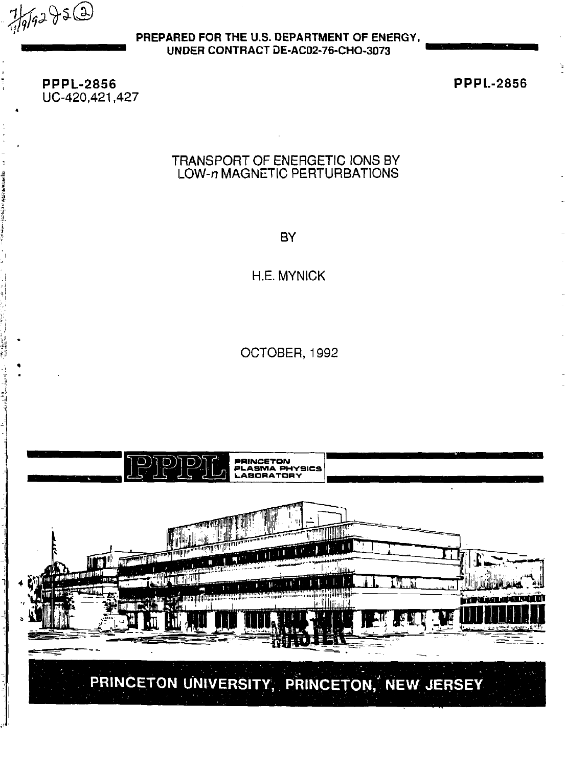PREPARED FOR THE U.S. DEPARTMENT OF ENERGY,
UNDER CONTRACT DE-AC02-76-CHO-3073

**PPPL-2856**
UC-420,421,427

**PPPL-2856**

# TRANSPORT OF ENERGETIC IONS BY LOW-*n* MAGNETIC PERTURBATIONS

BY

H.E. MYNICK

OCTOBER, 1992

PRINCETON PLASMA PHYSICS LABORATORY

PRINCETON UNIVERSITY, PRINCETON, NEW JERSEY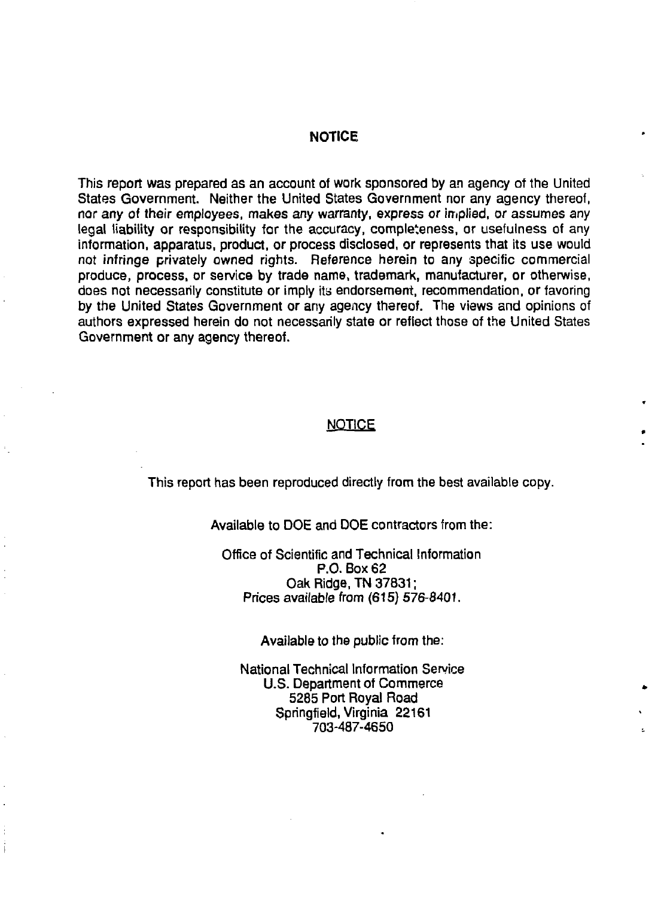## NOTICE

This report was prepared as an account of work sponsored by an agency of the United States Government. Neither the United States Government nor any agency thereof, nor any of their employees, makes any warranty, express or implied, or assumes any legal liability or responsibility for the accuracy, completeness, or usefulness of any information, apparatus, product, or process disclosed, or represents that its use would not infringe privately owned rights. Reference herein to any specific commercial produce, process, or service by trade name, trademark, manufacturer, or otherwise, does not necessarily constitute or imply its endorsement, recommendation, or favoring by the United States Government or any agency thereof. The views and opinions of authors expressed herein do not necessarily state or reflect those of the United States Government or any agency thereof.

## NOTICE

This report has been reproduced directly from the best available copy.

Available to DOE and DOE contractors from the:

Office of Scientific and Technical Information
P.O. Box 62
Oak Ridge, TN 37831;
Prices available from (615) 576-8401.

Available to the public from the:

National Technical Information Service
U.S. Department of Commerce
5285 Port Royal Road
Springfield, Virginia 22161
703-487-4650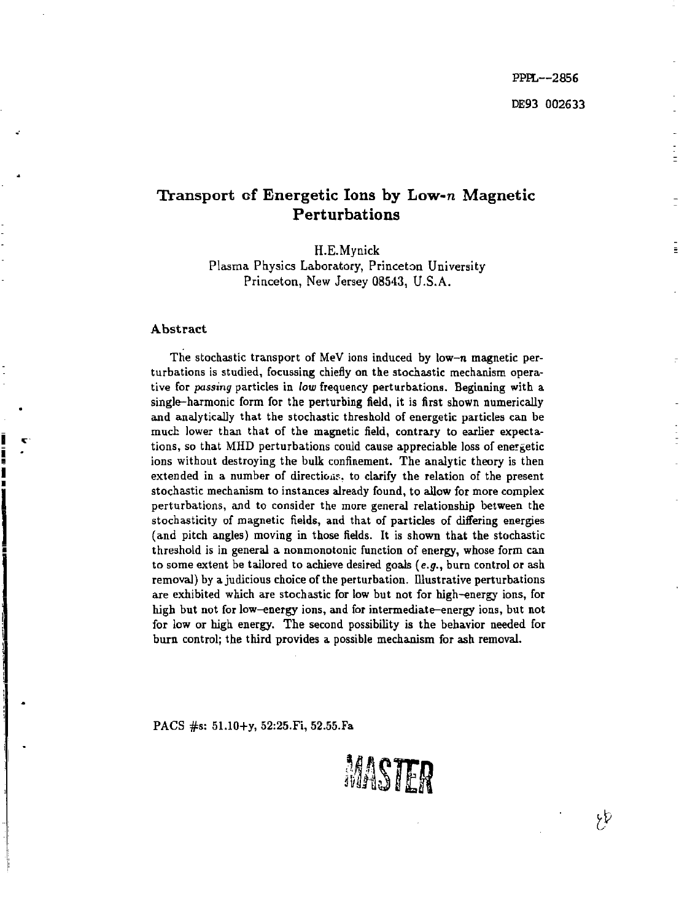PPPL--2856

DE93 002633

# Transport of Energetic Ions by Low-$n$ Magnetic Perturbations

H.E.Mynick
Plasma Physics Laboratory, Princeton University
Princeton, New Jersey 08543, U.S.A.

### Abstract

The stochastic transport of MeV ions induced by low-$n$ magnetic perturbations is studied, focussing chiefly on the stochastic mechanism operative for *passing* particles in *low* frequency perturbations. Beginning with a single-harmonic form for the perturbing field, it is first shown numerically and analytically that the stochastic threshold of energetic particles can be much lower than that of the magnetic field, contrary to earlier expectations, so that MHD perturbations could cause appreciable loss of energetic ions without destroying the bulk confinement. The analytic theory is then extended in a number of directions, to clarify the relation of the present stochastic mechanism to instances already found, to allow for more complex perturbations, and to consider the more general relationship between the stochasticity of magnetic fields, and that of particles of differing energies (and pitch angles) moving in those fields. It is shown that the stochastic threshold is in general a nonmonotonic function of energy, whose form can to some extent be tailored to achieve desired goals (*e.g.*, burn control or ash removal) by a judicious choice of the perturbation. Illustrative perturbations are exhibited which are stochastic for low but not for high-energy ions, for high but not for low-energy ions, and for intermediate-energy ions, but not for low or high energy. The second possibility is the behavior needed for burn control; the third provides a possible mechanism for ash removal.

PACS #s: 51.10+y, 52:25.Fi, 52.55.Fa

MASTER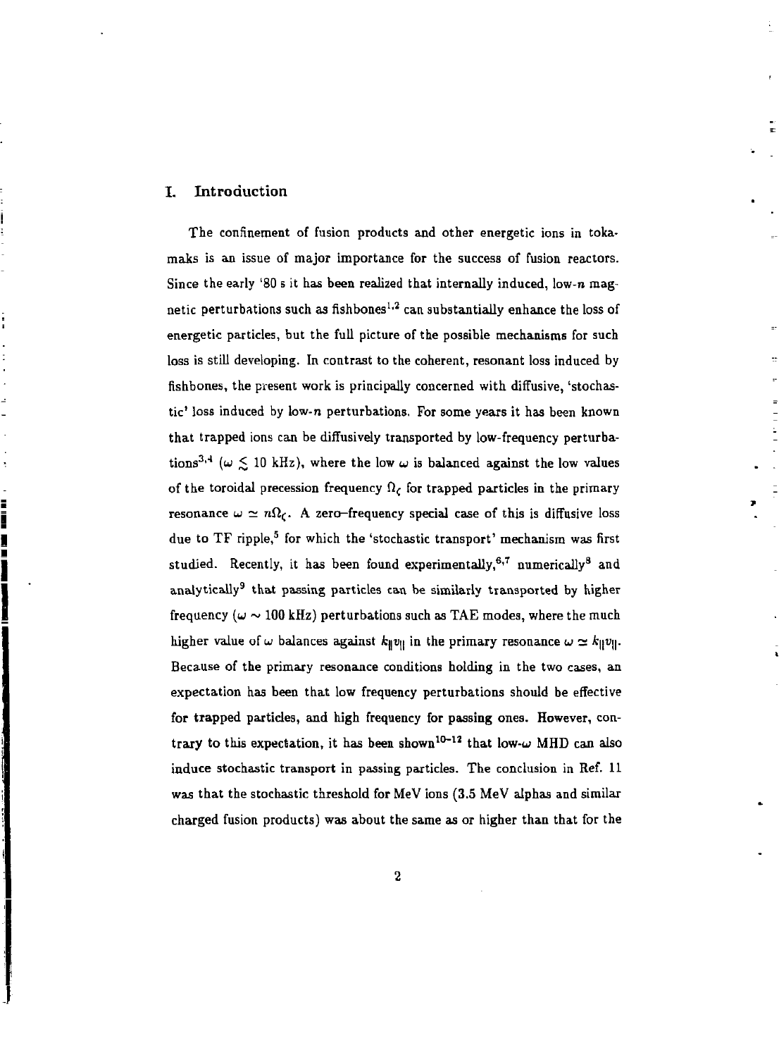## I. Introduction

The confinement of fusion products and other energetic ions in tokamaks is an issue of major importance for the success of fusion reactors. Since the early '80 s it has been realized that internally induced, low-$n$ magnetic perturbations such as fishbones[1,2] can substantially enhance the loss of energetic particles, but the full picture of the possible mechanisms for such loss is still developing. In contrast to the coherent, resonant loss induced by fishbones, the present work is principally concerned with diffusive, 'stochastic' loss induced by low-$n$ perturbations. For some years it has been known that trapped ions can be diffusively transported by low-frequency perturbations[3,4] ($\omega \lesssim 10$ kHz), where the low $\omega$ is balanced against the low values of the toroidal precession frequency $\Omega_\zeta$ for trapped particles in the primary resonance $\omega \simeq n\Omega_\zeta$. A zero-frequency special case of this is diffusive loss due to TF ripple,[5] for which the 'stochastic transport' mechanism was first studied. Recently, it has been found experimentally,[6,7] numerically[8] and analytically[9] that passing particles can be similarly transported by higher frequency ($\omega \sim 100$ kHz) perturbations such as TAE modes, where the much higher value of $\omega$ balances against $k_\| v_\|$ in the primary resonance $\omega \simeq k_\| v_\|$. Because of the primary resonance conditions holding in the two cases, an expectation has been that low frequency perturbations should be effective for trapped particles, and high frequency for passing ones. However, contrary to this expectation, it has been shown[10–12] that low-$\omega$ MHD can also induce stochastic transport in passing particles. The conclusion in Ref. 11 was that the stochastic threshold for MeV ions (3.5 MeV alphas and similar charged fusion products) was about the same as or higher than that for the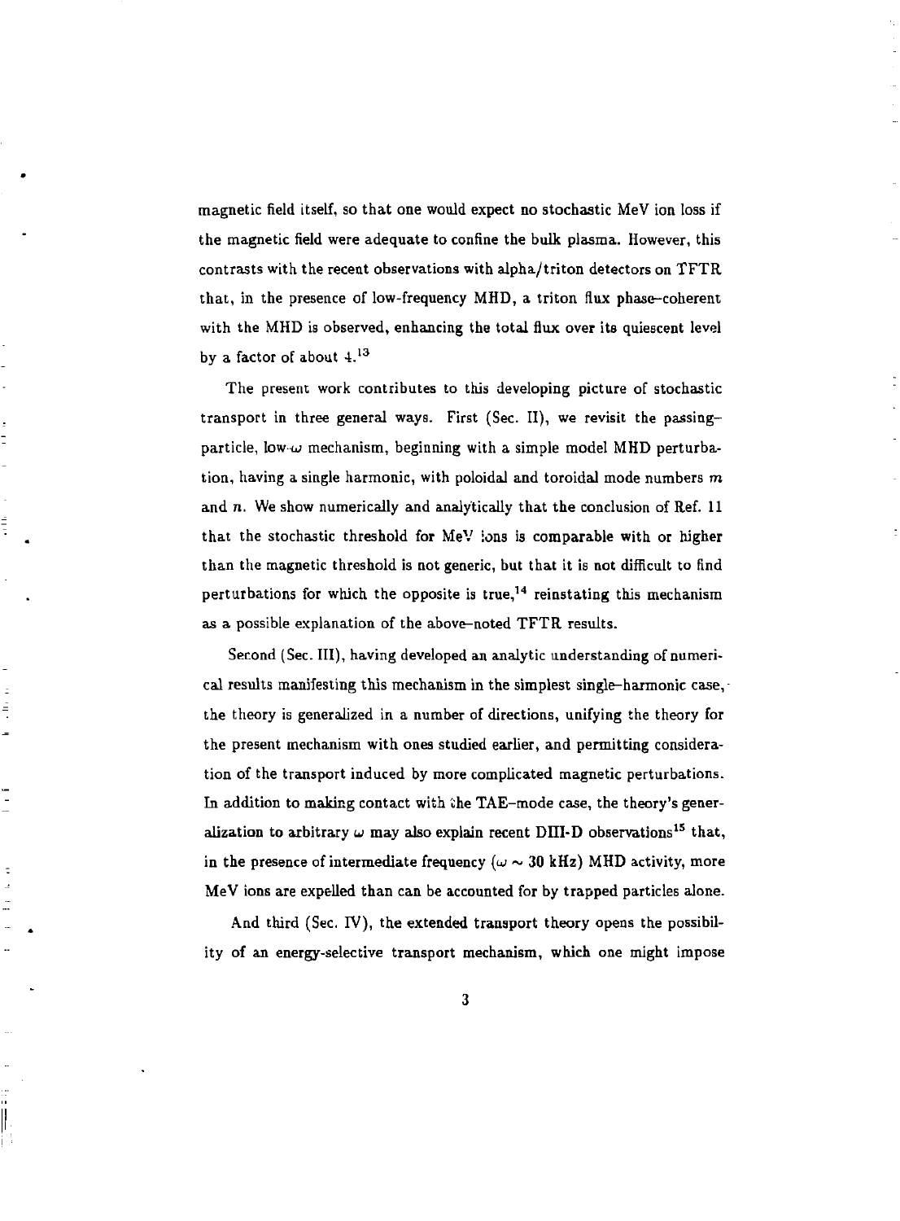magnetic field itself, so that one would expect no stochastic MeV ion loss if the magnetic field were adequate to confine the bulk plasma. However, this contrasts with the recent observations with alpha/triton detectors on TFTR that, in the presence of low-frequency MHD, a triton flux phase-coherent with the MHD is observed, enhancing the total flux over its quiescent level by a factor of about 4.[13]

The present work contributes to this developing picture of stochastic transport in three general ways. First (Sec. II), we revisit the passing-particle, low-$\omega$ mechanism, beginning with a simple model MHD perturbation, having a single harmonic, with poloidal and toroidal mode numbers $m$ and $n$. We show numerically and analytically that the conclusion of Ref. 11 that the stochastic threshold for MeV ions is comparable with or higher than the magnetic threshold is not generic, but that it is not difficult to find perturbations for which the opposite is true,[14] reinstating this mechanism as a possible explanation of the above-noted TFTR results.

Second (Sec. III), having developed an analytic understanding of numerical results manifesting this mechanism in the simplest single-harmonic case, the theory is generalized in a number of directions, unifying the theory for the present mechanism with ones studied earlier, and permitting consideration of the transport induced by more complicated magnetic perturbations. In addition to making contact with the TAE-mode case, the theory's generalization to arbitrary $\omega$ may also explain recent DIII-D observations[15] that, in the presence of intermediate frequency ($\omega \sim 30$ kHz) MHD activity, more MeV ions are expelled than can be accounted for by trapped particles alone.

And third (Sec. IV), the extended transport theory opens the possibility of an energy-selective transport mechanism, which one might impose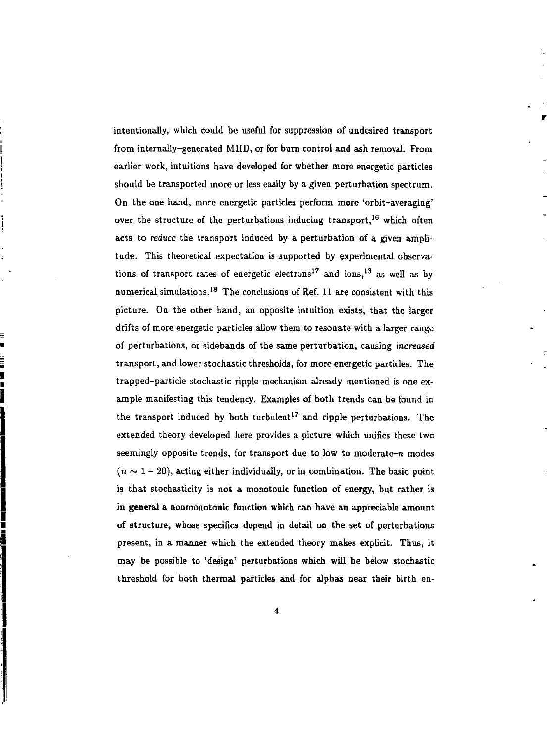intentionally, which could be useful for suppression of undesired transport from internally–generated MHD, or for burn control and ash removal. From earlier work, intuitions have developed for whether more energetic particles should be transported more or less easily by a given perturbation spectrum. On the one hand, more energetic particles perform more 'orbit–averaging' over the structure of the perturbations inducing transport,[16] which often acts to *reduce* the transport induced by a perturbation of a given amplitude. This theoretical expectation is supported by experimental observations of transport rates of energetic electrons[17] and ions,[13] as well as by numerical simulations.[18] The conclusions of Ref. 11 are consistent with this picture. On the other hand, an opposite intuition exists, that the larger drifts of more energetic particles allow them to resonate with a larger range of perturbations, or sidebands of the same perturbation, causing *increased* transport, and lower stochastic thresholds, for more energetic particles. The trapped–particle stochastic ripple mechanism already mentioned is one example manifesting this tendency. Examples of both trends can be found in the transport induced by both turbulent[17] and ripple perturbations. The extended theory developed here provides a picture which unifies these two seemingly opposite trends, for transport due to low to moderate–$n$ modes ($n \sim 1 - 20$), acting either individually, or in combination. The basic point is that stochasticity is not a monotonic function of energy, but rather is in general a nonmonotonic function which can have an appreciable amount of structure, whose specifics depend in detail on the set of perturbations present, in a manner which the extended theory makes explicit. Thus, it may be possible to 'design' perturbations which will be below stochastic threshold for both thermal particles and for alphas near their birth en-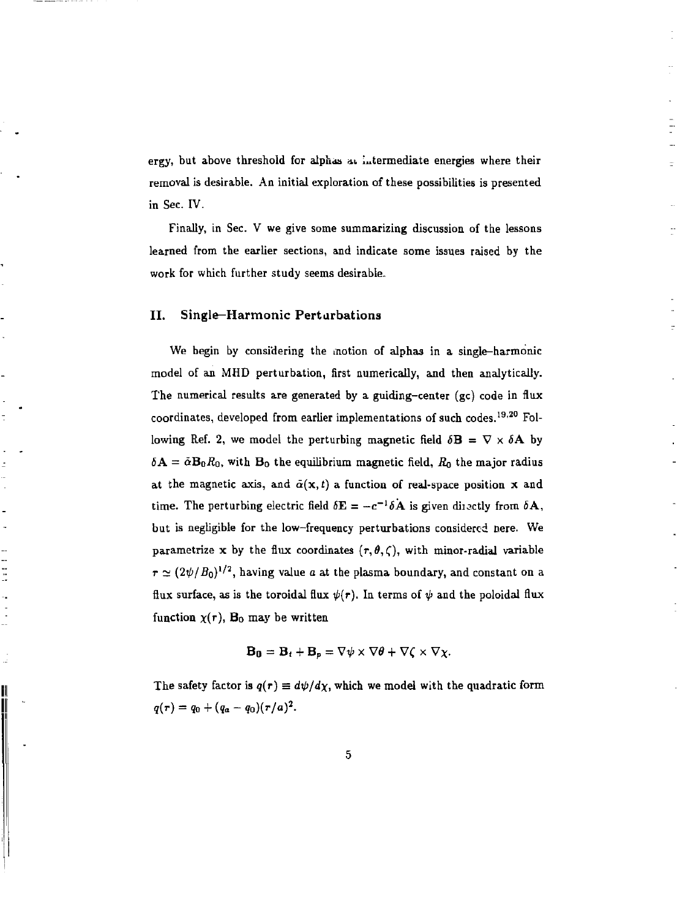ergy, but above threshold for alphas at intermediate energies where their removal is desirable. An initial exploration of these possibilities is presented in Sec. IV.

Finally, in Sec. V we give some summarizing discussion of the lessons learned from the earlier sections, and indicate some issues raised by the work for which further study seems desirable.

## II. Single–Harmonic Perturbations

We begin by considering the motion of alphas in a single–harmonic model of an MHD perturbation, first numerically, and then analytically. The numerical results are generated by a guiding–center (gc) code in flux coordinates, developed from earlier implementations of such codes.[19,20] Following Ref. 2, we model the perturbing magnetic field $\delta\mathbf{B} = \nabla \times \delta\mathbf{A}$ by $\delta\mathbf{A} = \tilde{\alpha}\mathbf{B}_0 R_0$, with $\mathbf{B}_0$ the equilibrium magnetic field, $R_0$ the major radius at the magnetic axis, and $\tilde{\alpha}(\mathbf{x}, t)$ a function of real-space position $\mathbf{x}$ and time. The perturbing electric field $\delta\mathbf{E} = -c^{-1}\delta\dot{\mathbf{A}}$ is given directly from $\delta\mathbf{A}$, but is negligible for the low–frequency perturbations considered here. We parametrize $\mathbf{x}$ by the flux coordinates $(r, \theta, \zeta)$, with minor-radial variable $r \simeq (2\psi/B_0)^{1/2}$, having value $a$ at the plasma boundary, and constant on a flux surface, as is the toroidal flux $\psi(r)$. In terms of $\psi$ and the poloidal flux function $\chi(r)$, $\mathbf{B}_0$ may be written

$$\mathbf{B_0} = \mathbf{B}_t + \mathbf{B}_p = \nabla\psi \times \nabla\theta + \nabla\zeta \times \nabla\chi.$$

The safety factor is $q(r) \equiv d\psi/d\chi$, which we model with the quadratic form $q(r) = q_0 + (q_a - q_0)(r/a)^2$.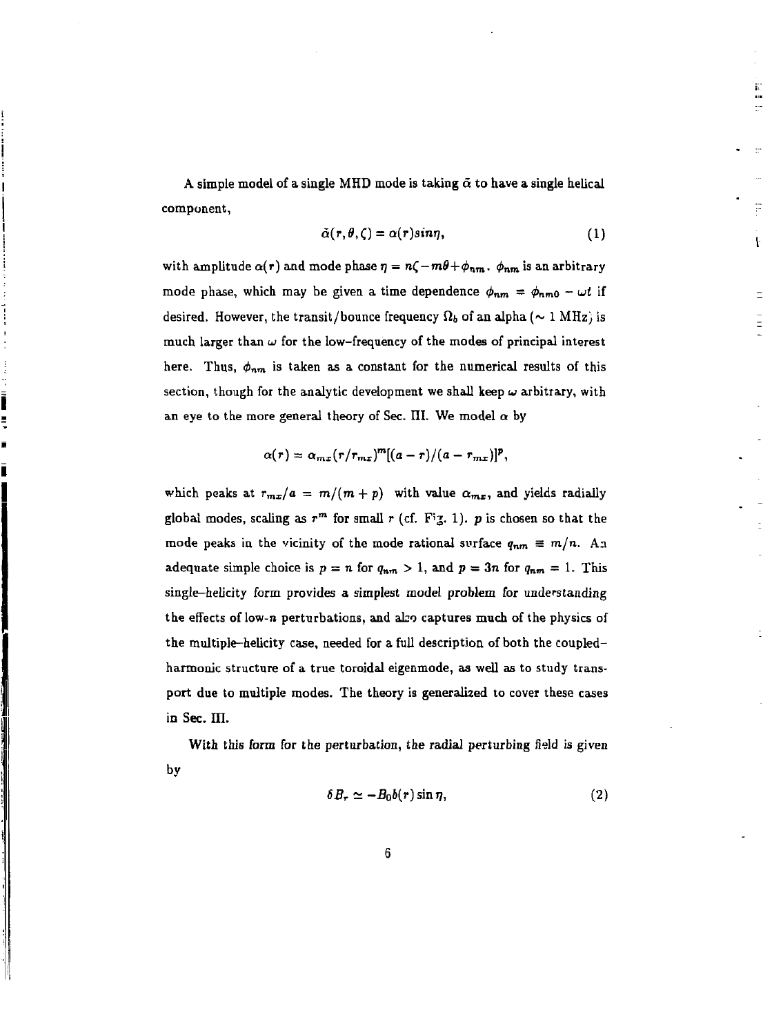A simple model of a single MHD mode is taking $\tilde{\alpha}$ to have a single helical component,

$$\tilde{\alpha}(r, \theta, \zeta) = \alpha(r) sin\eta, \tag{1}$$

with amplitude $\alpha(r)$ and mode phase $\eta = n\zeta - m\theta + \phi_{nm}$. $\phi_{nm}$ is an arbitrary mode phase, which may be given a time dependence $\phi_{nm} = \phi_{nm0} - \omega t$ if desired. However, the transit/bounce frequency $\Omega_b$ of an alpha (~ 1 MHz) is much larger than $\omega$ for the low-frequency of the modes of principal interest here. Thus, $\phi_{nm}$ is taken as a constant for the numerical results of this section, though for the analytic development we shall keep $\omega$ arbitrary, with an eye to the more general theory of Sec. III. We model $\alpha$ by

$$\alpha(r) = \alpha_{mx}(r/r_{mx})^m[(a - r)/(a - r_{mx})]^p,$$

which peaks at $r_{mx}/a = m/(m + p)$ with value $\alpha_{mx}$, and yields radially global modes, scaling as $r^m$ for small $r$ (cf. Fig. 1). $p$ is chosen so that the mode peaks in the vicinity of the mode rational surface $q_{nm} \equiv m/n$. An adequate simple choice is $p = n$ for $q_{nm} > 1$, and $p = 3n$ for $q_{nm} = 1$. This single–helicity form provides a simplest model problem for understanding the effects of low-$n$ perturbations, and also captures much of the physics of the multiple–helicity case, needed for a full description of both the coupled–harmonic structure of a true toroidal eigenmode, as well as to study transport due to multiple modes. The theory is generalized to cover these cases in Sec. III.

With this form for the perturbation, the radial perturbing field is given by

$$\delta B_r \simeq -B_0 b(r) \sin \eta, \tag{2}$$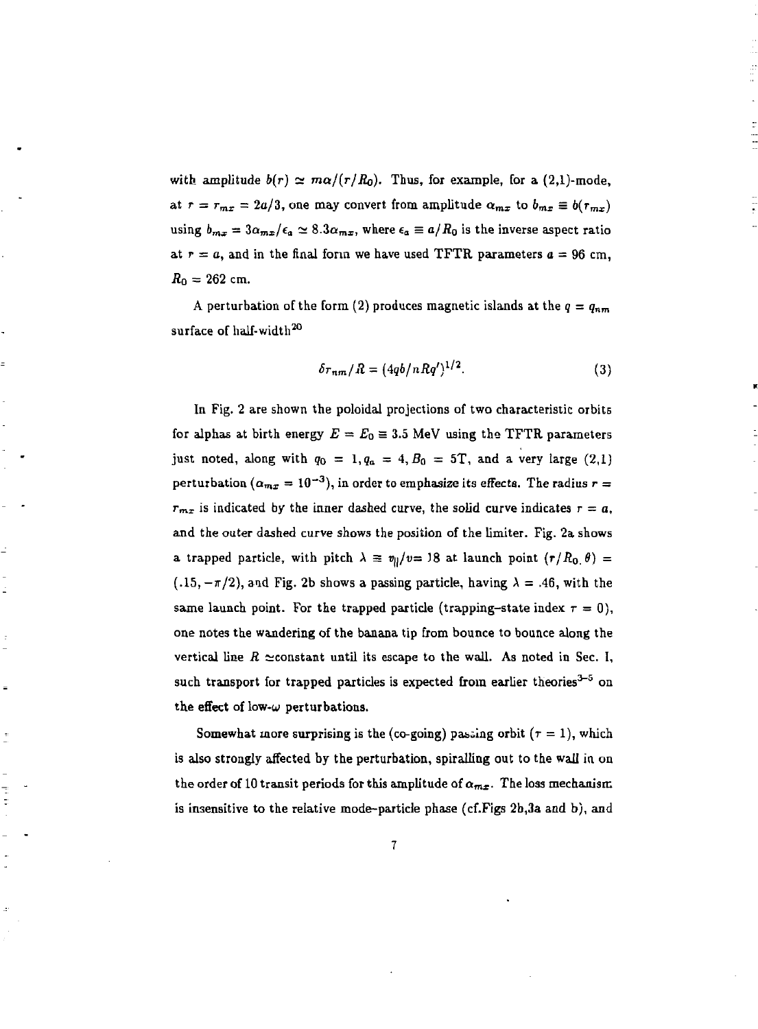with amplitude $b(r) \simeq m\alpha/(r/R_0)$. Thus, for example, for a (2,1)-mode, at $r = r_{mx} = 2a/3$, one may convert from amplitude $\alpha_{mx}$ to $b_{mx} \equiv b(r_{mx})$ using $b_{mx} = 3\alpha_{mx}/\epsilon_a \simeq 8.3\alpha_{mx}$, where $\epsilon_a \equiv a/R_0$ is the inverse aspect ratio at $r = a$, and in the final form we have used TFTR parameters $a = 96$ cm, $R_0 = 262$ cm.

A perturbation of the form (2) produces magnetic islands at the $q = q_{nm}$ surface of half-width[20]

$$\delta r_{nm}/R = (4qb/nRq')^{1/2}. \tag{3}$$

In Fig. 2 are shown the poloidal projections of two characteristic orbits for alphas at birth energy $E = E_0 \equiv 3.5$ MeV using the TFTR parameters just noted, along with $q_0 = 1, q_a = 4, B_0 = 5$T, and a very large (2,1) perturbation ($\alpha_{mx} = 10^{-3}$), in order to emphasize its effects. The radius $r = r_{mx}$ is indicated by the inner dashed curve, the solid curve indicates $r = a$, and the outer dashed curve shows the position of the limiter. Fig. 2a shows a trapped particle, with pitch $\lambda \equiv v_\parallel/v = .18$ at launch point $(r/R_0, \theta) = (.15, -\pi/2)$, and Fig. 2b shows a passing particle, having $\lambda = .46$, with the same launch point. For the trapped particle (trapping-state index $\tau = 0$), one notes the wandering of the banana tip from bounce to bounce along the vertical line $R \simeq$constant until its escape to the wall. As noted in Sec. I, such transport for trapped particles is expected from earlier theories[3-5] on the effect of low-$\omega$ perturbations.

Somewhat more surprising is the (co-going) passing orbit ($\tau = 1$), which is also strongly affected by the perturbation, spiralling out to the wall in on the order of 10 transit periods for this amplitude of $\alpha_{mx}$. The loss mechanism is insensitive to the relative mode-particle phase (cf.Figs 2b,3a and b), and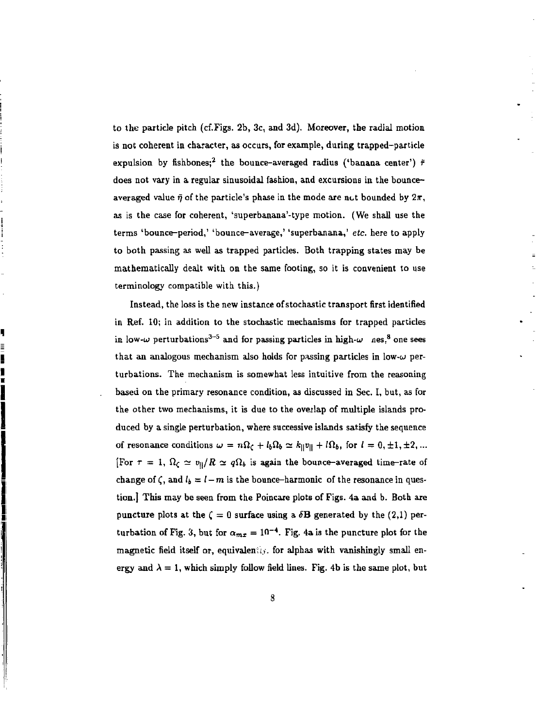to the particle pitch (cf.Figs. 2b, 3c, and 3d). Moreover, the radial motion is not coherent in character, as occurs, for example, during trapped-particle expulsion by fishbones;[2] the bounce-averaged radius ('banana center') $\bar{r}$ does not vary in a regular sinusoidal fashion, and excursions in the bounce-averaged value $\bar{\eta}$ of the particle's phase in the mode are not bounded by $2\pi$, as is the case for coherent, 'superbanana'-type motion. (We shall use the terms 'bounce-period,' 'bounce-average,' 'superbanana,' *etc.* here to apply to both passing as well as trapped particles. Both trapping states may be mathematically dealt with on the same footing, so it is convenient to use terminology compatible with this.)

Instead, the loss is the new instance of stochastic transport first identified in Ref. 10; in addition to the stochastic mechanisms for trapped particles in low-$\omega$ perturbations[3–5] and for passing particles in high-$\omega$ modes,[8] one sees that an analogous mechanism also holds for passing particles in low-$\omega$ perturbations. The mechanism is somewhat less intuitive from the reasoning based on the primary resonance condition, as discussed in Sec. I, but, as for the other two mechanisms, it is due to the overlap of multiple islands produced by a single perturbation, where successive islands satisfy the sequence of resonance conditions $\omega = n\Omega_\zeta + l_b\Omega_b \simeq k_\| v_\| + l\Omega_b$, for $l = 0, \pm 1, \pm 2, \ldots$ [For $\tau = 1$, $\Omega_\zeta \simeq v_\|/R \simeq q\Omega_b$ is again the bounce-averaged time-rate of change of $\zeta$, and $l_b = l - m$ is the bounce-harmonic of the resonance in question.] This may be seen from the Poincare plots of Figs. 4a and b. Both are puncture plots at the $\zeta = 0$ surface using a $\delta\mathbf{B}$ generated by the (2,1) perturbation of Fig. 3, but for $\alpha_{mx} = 10^{-4}$. Fig. 4a is the puncture plot for the magnetic field itself or, equivalently, for alphas with vanishingly small energy and $\lambda = 1$, which simply follow field lines. Fig. 4b is the same plot, but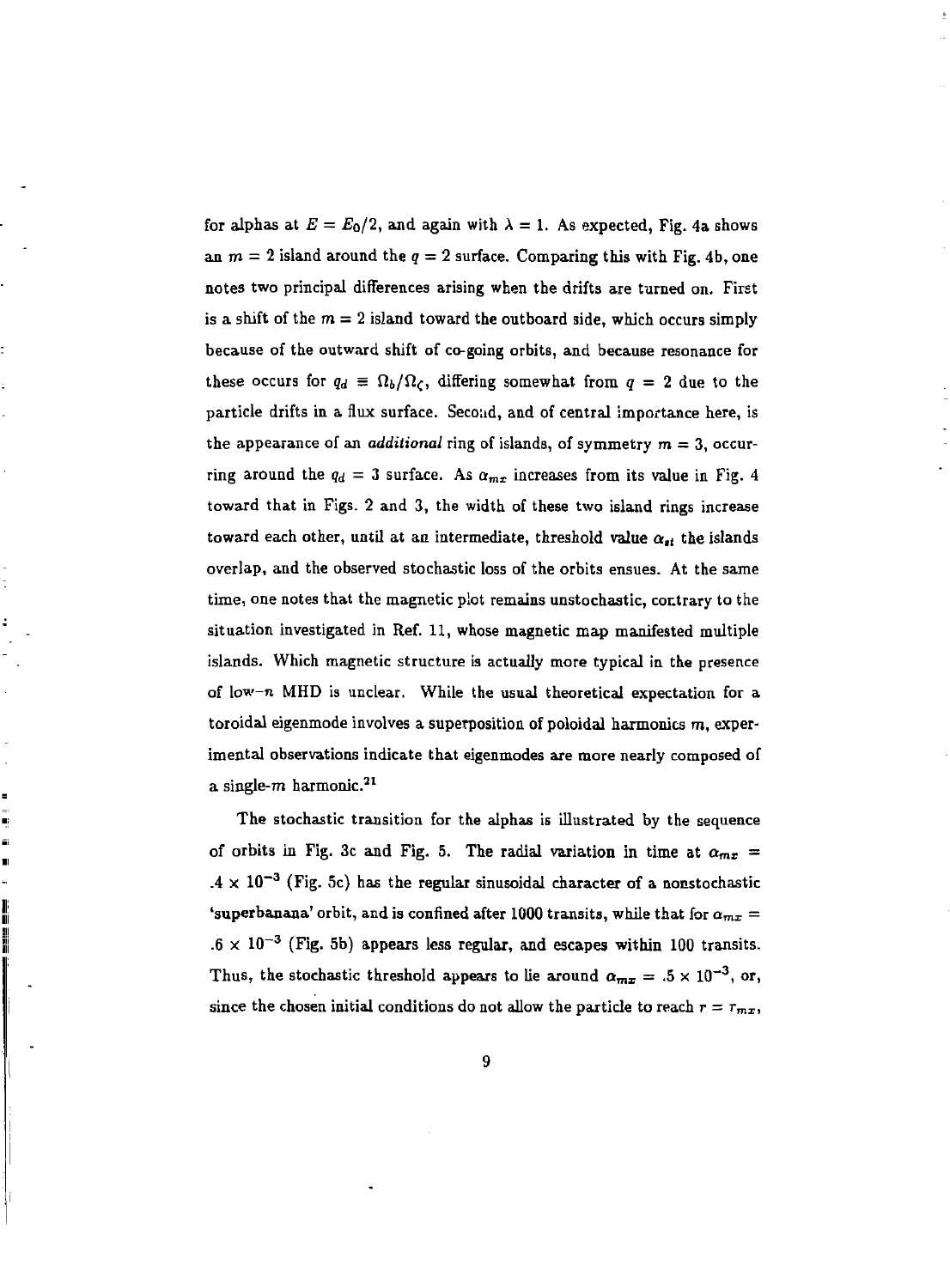for alphas at $E = E_0/2$, and again with $\lambda = 1$. As expected, Fig. 4a shows an $m = 2$ island around the $q = 2$ surface. Comparing this with Fig. 4b, one notes two principal differences arising when the drifts are turned on. First is a shift of the $m = 2$ island toward the outboard side, which occurs simply because of the outward shift of co-going orbits, and because resonance for these occurs for $q_d \equiv \Omega_b/\Omega_\zeta$, differing somewhat from $q = 2$ due to the particle drifts in a flux surface. Second, and of central importance here, is the appearance of an *additional* ring of islands, of symmetry $m = 3$, occurring around the $q_d = 3$ surface. As $\alpha_{mx}$ increases from its value in Fig. 4 toward that in Figs. 2 and 3, the width of these two island rings increase toward each other, until at an intermediate, threshold value $\alpha_{st}$ the islands overlap, and the observed stochastic loss of the orbits ensues. At the same time, one notes that the magnetic plot remains unstochastic, contrary to the situation investigated in Ref. 11, whose magnetic map manifested multiple islands. Which magnetic structure is actually more typical in the presence of low-$n$ MHD is unclear. While the usual theoretical expectation for a toroidal eigenmode involves a superposition of poloidal harmonics $m$, experimental observations indicate that eigenmodes are more nearly composed of a single-$m$ harmonic.[21]

The stochastic transition for the alphas is illustrated by the sequence of orbits in Fig. 3c and Fig. 5. The radial variation in time at $\alpha_{mx} = .4 \times 10^{-3}$ (Fig. 5c) has the regular sinusoidal character of a nonstochastic 'superbanana' orbit, and is confined after 1000 transits, while that for $\alpha_{mx} = .6 \times 10^{-3}$ (Fig. 5b) appears less regular, and escapes within 100 transits. Thus, the stochastic threshold appears to lie around $\alpha_{mx} = .5 \times 10^{-3}$, or, since the chosen initial conditions do not allow the particle to reach $r = r_{mx}$,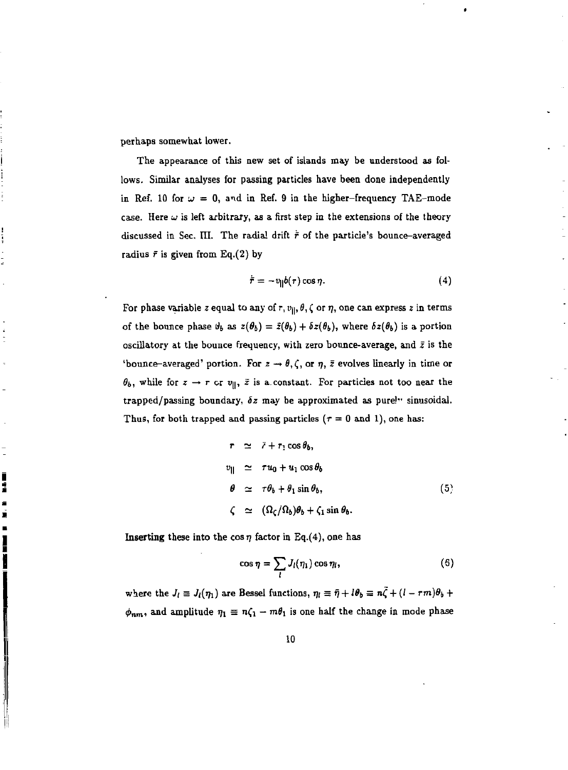perhaps somewhat lower.

The appearance of this new set of islands may be understood as follows. Similar analyses for passing particles have been done independently in Ref. 10 for $\omega = 0$, and in Ref. 9 in the higher-frequency TAE-mode case. Here $\omega$ is left arbitrary, as a first step in the extensions of the theory discussed in Sec. III. The radial drift $\dot{\bar{r}}$ of the particle's bounce-averaged radius $\bar{r}$ is given from Eq.(2) by

$$\dot{\bar{r}} = -v_{\parallel}\delta(r)\cos\eta. \tag{4}$$

For phase variable $z$ equal to any of $r, v_{\parallel}, \theta, \zeta$ or $\eta$, one can express $z$ in terms of the bounce phase $\theta_b$ as $z(\theta_b) = \bar{z}(\theta_b) + \delta z(\theta_b)$, where $\delta z(\theta_b)$ is a portion oscillatory at the bounce frequency, with zero bounce-average, and $\bar{z}$ is the 'bounce-averaged' portion. For $z \rightarrow \theta, \zeta$, or $\eta$, $\bar{z}$ evolves linearly in time or $\theta_b$, while for $z \rightarrow r$ or $v_{\parallel}$, $\bar{z}$ is a constant. For particles not too near the trapped/passing boundary, $\delta z$ may be approximated as purely sinusoidal. Thus, for both trapped and passing particles ($\tau = 0$ and 1), one has:

$$
\begin{aligned}
r &\simeq \bar{r} + r_1\cos\theta_b, \\
v_{\parallel} &\simeq \tau u_0 + u_1\cos\theta_b \\
\theta &\simeq \tau\theta_b + \theta_1\sin\theta_b, \\
\zeta &\simeq (\Omega_\zeta/\Omega_b)\theta_b + \zeta_1\sin\theta_b.
\end{aligned} \tag{5}
$$

Inserting these into the $\cos\eta$ factor in Eq.(4), one has

$$\cos\eta = \sum_l J_l(\eta_1)\cos\eta_l, \tag{6}$$

where the $J_l \equiv J_l(\eta_1)$ are Bessel functions, $\eta_l \equiv \bar{\eta} + l\theta_b \equiv n\bar{\zeta} + (l - \tau m)\theta_b + \phi_{nm}$, and amplitude $\eta_1 \equiv n\zeta_1 - m\theta_1$ is one half the change in mode phase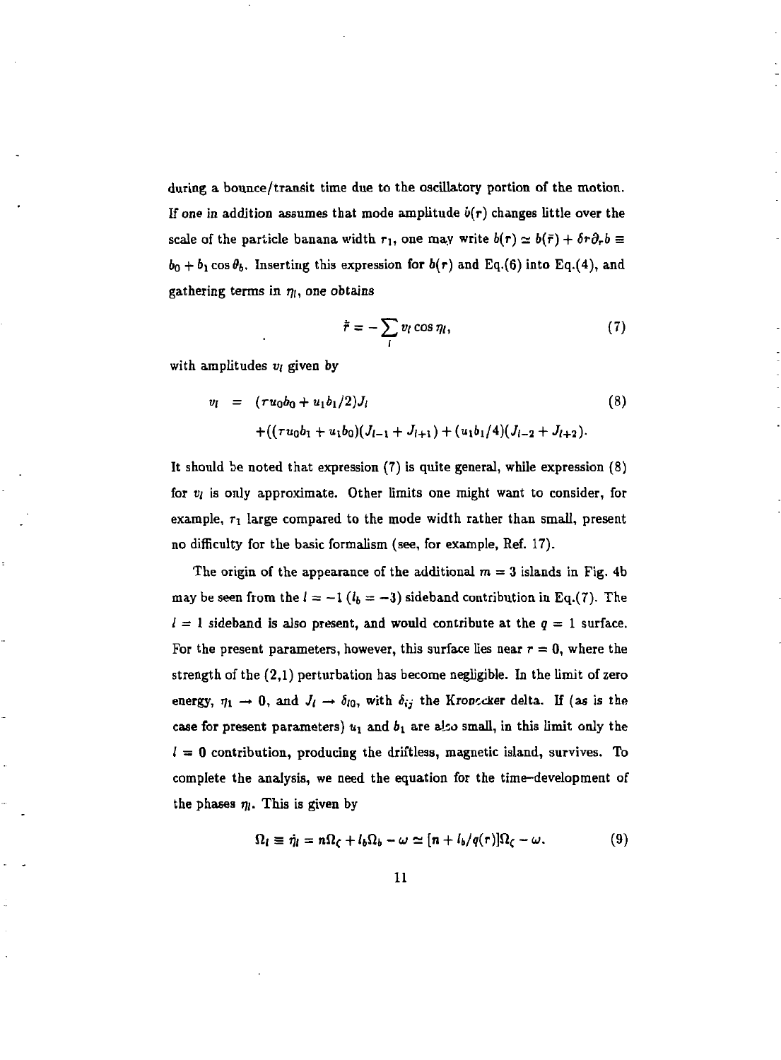during a bounce/transit time due to the oscillatory portion of the motion. If one in addition assumes that mode amplitude $b(r)$ changes little over the scale of the particle banana width $r_1$, one may write $b(r) \simeq b(\bar{r}) + \delta r \partial_r b \equiv b_0 + b_1 \cos\theta_b$. Inserting this expression for $b(r)$ and Eq.(6) into Eq.(4), and gathering terms in $\eta_l$, one obtains

$$\dot{\bar{r}} = -\sum_l v_l \cos\eta_l, \tag{7}$$

with amplitudes $v_l$ given by

$$\begin{aligned} v_l &= (ru_0 b_0 + u_1 b_1/2) J_l \\ &\quad + ((ru_0 b_1 + u_1 b_0)(J_{l-1} + J_{l+1}) + (u_1 b_1/4)(J_{l-2} + J_{l+2}). \end{aligned} \tag{8}$$

It should be noted that expression (7) is quite general, while expression (8) for $v_l$ is only approximate. Other limits one might want to consider, for example, $r_1$ large compared to the mode width rather than small, present no difficulty for the basic formalism (see, for example, Ref. 17).

The origin of the appearance of the additional $m = 3$ islands in Fig. 4b may be seen from the $l = -1$ ($l_b = -3$) sideband contribution in Eq.(7). The $l = 1$ sideband is also present, and would contribute at the $q = 1$ surface. For the present parameters, however, this surface lies near $r = 0$, where the strength of the (2,1) perturbation has become negligible. In the limit of zero energy, $\eta_1 \to 0$, and $J_l \to \delta_{l0}$, with $\delta_{ij}$ the Kronecker delta. If (as is the case for present parameters) $u_1$ and $b_1$ are also small, in this limit only the $l = 0$ contribution, producing the driftless, magnetic island, survives. To complete the analysis, we need the equation for the time-development of the phases $\eta_l$. This is given by

$$\Omega_l \equiv \dot{\eta}_l = n\Omega_\zeta + l_b \Omega_b - \omega \simeq [n + l_b/q(r)]\Omega_\zeta - \omega. \tag{9}$$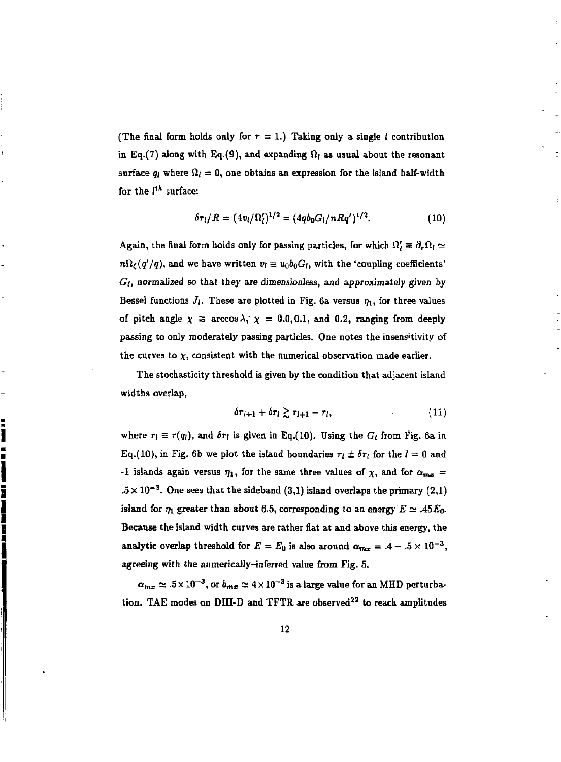(The final form holds only for $\tau = 1$.) Taking only a single $l$ contribution in Eq.(7) along with Eq.(9), and expanding $\Omega_l$ as usual about the resonant surface $q_l$ where $\Omega_l = 0$, one obtains an expression for the island half-width for the $l^{th}$ surface:

$$\delta r_l / R = (4 v_l / \Omega_l')^{1/2} = (4 q b_0 G_l / n R q')^{1/2}. \tag{10}$$

Again, the final form holds only for passing particles, for which $\Omega_l' \equiv \partial_r \Omega_l \simeq n\Omega_\zeta(q'/q)$, and we have written $v_l \equiv u_0 b_0 G_l$, with the 'coupling coefficients' $G_l$, normalized so that they are dimensionless, and approximately given by Bessel functions $J_l$. These are plotted in Fig. 6a versus $\eta_1$, for three values of pitch angle $\chi \equiv \arccos\lambda$; $\chi = 0.0, 0.1$, and $0.2$, ranging from deeply passing to only moderately passing particles. One notes the insensitivity of the curves to $\chi$, consistent with the numerical observation made earlier.

The stochasticity threshold is given by the condition that adjacent island widths overlap,

$$\delta r_{l+1} + \delta r_l \gtrsim r_{l+1} - r_l, \tag{11}$$

where $r_l \equiv r(q_l)$, and $\delta r_l$ is given in Eq.(10). Using the $G_l$ from Fig. 6a in Eq.(10), in Fig. 6b we plot the island boundaries $r_l \pm \delta r_l$ for the $l = 0$ and -1 islands again versus $\eta_1$, for the same three values of $\chi$, and for $\alpha_{mx} = .5 \times 10^{-3}$. One sees that the sideband (3,1) island overlaps the primary (2,1) island for $\eta_1$ greater than about 6.5, corresponding to an energy $E \simeq .45 E_0$. Because the island width curves are rather flat at and above this energy, the analytic overlap threshold for $E = E_0$ is also around $\alpha_{mx} = .4 - .5 \times 10^{-3}$, agreeing with the numerically-inferred value from Fig. 5.

$\alpha_{mx} \simeq .5 \times 10^{-3}$, or $b_{mx} \simeq 4 \times 10^{-3}$ is a large value for an MHD perturbation. TAE modes on DIII-D and TFTR are observed[22] to reach amplitudes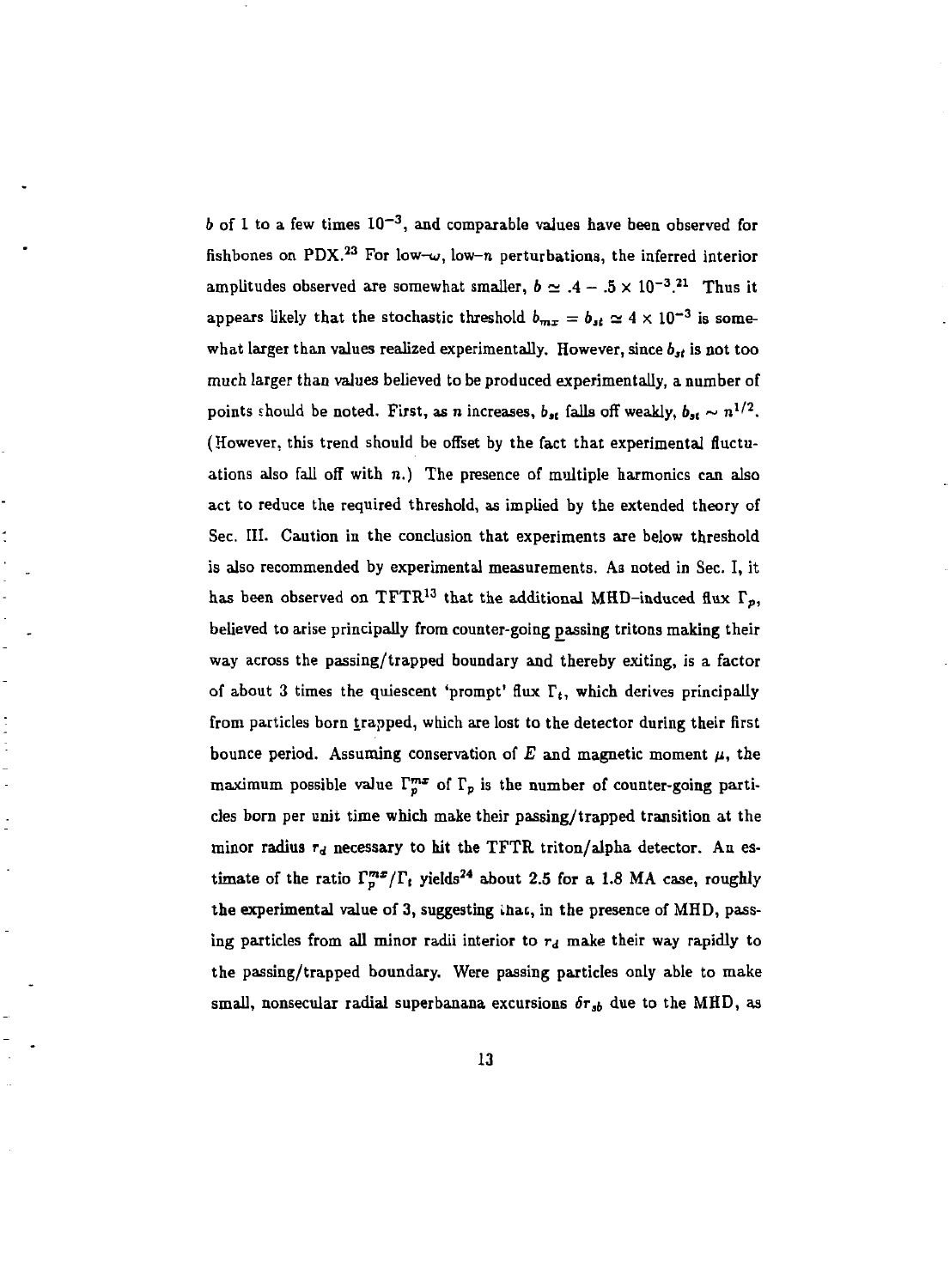$b$ of 1 to a few times $10^{-3}$, and comparable values have been observed for fishbones on PDX.[23] For low-$\omega$, low-$n$ perturbations, the inferred interior amplitudes observed are somewhat smaller, $b \simeq .4 - .5 \times 10^{-3}$.[21] Thus it appears likely that the stochastic threshold $b_{mx} = b_{st} \simeq 4 \times 10^{-3}$ is somewhat larger than values realized experimentally. However, since $b_{st}$ is not too much larger than values believed to be produced experimentally, a number of points should be noted. First, as $n$ increases, $b_{st}$ falls off weakly, $b_{st} \sim n^{1/2}$. (However, this trend should be offset by the fact that experimental fluctuations also fall off with $n$.) The presence of multiple harmonics can also act to reduce the required threshold, as implied by the extended theory of Sec. III. Caution in the conclusion that experiments are below threshold is also recommended by experimental measurements. As noted in Sec. I, it has been observed on TFTR[13] that the additional MHD–induced flux $\Gamma_p$, believed to arise principally from counter-going passing tritons making their way across the passing/trapped boundary and thereby exiting, is a factor of about 3 times the quiescent 'prompt' flux $\Gamma_t$, which derives principally from particles born trapped, which are lost to the detector during their first bounce period. Assuming conservation of $E$ and magnetic moment $\mu$, the maximum possible value $\Gamma_p^{mx}$ of $\Gamma_p$ is the number of counter-going particles born per unit time which make their passing/trapped transition at the minor radius $r_d$ necessary to hit the TFTR triton/alpha detector. An estimate of the ratio $\Gamma_p^{mx}/\Gamma_t$ yields[24] about 2.5 for a 1.8 MA case, roughly the experimental value of 3, suggesting that, in the presence of MHD, passing particles from all minor radii interior to $r_d$ make their way rapidly to the passing/trapped boundary. Were passing particles only able to make small, nonsecular radial superbanana excursions $\delta r_{sb}$ due to the MHD, as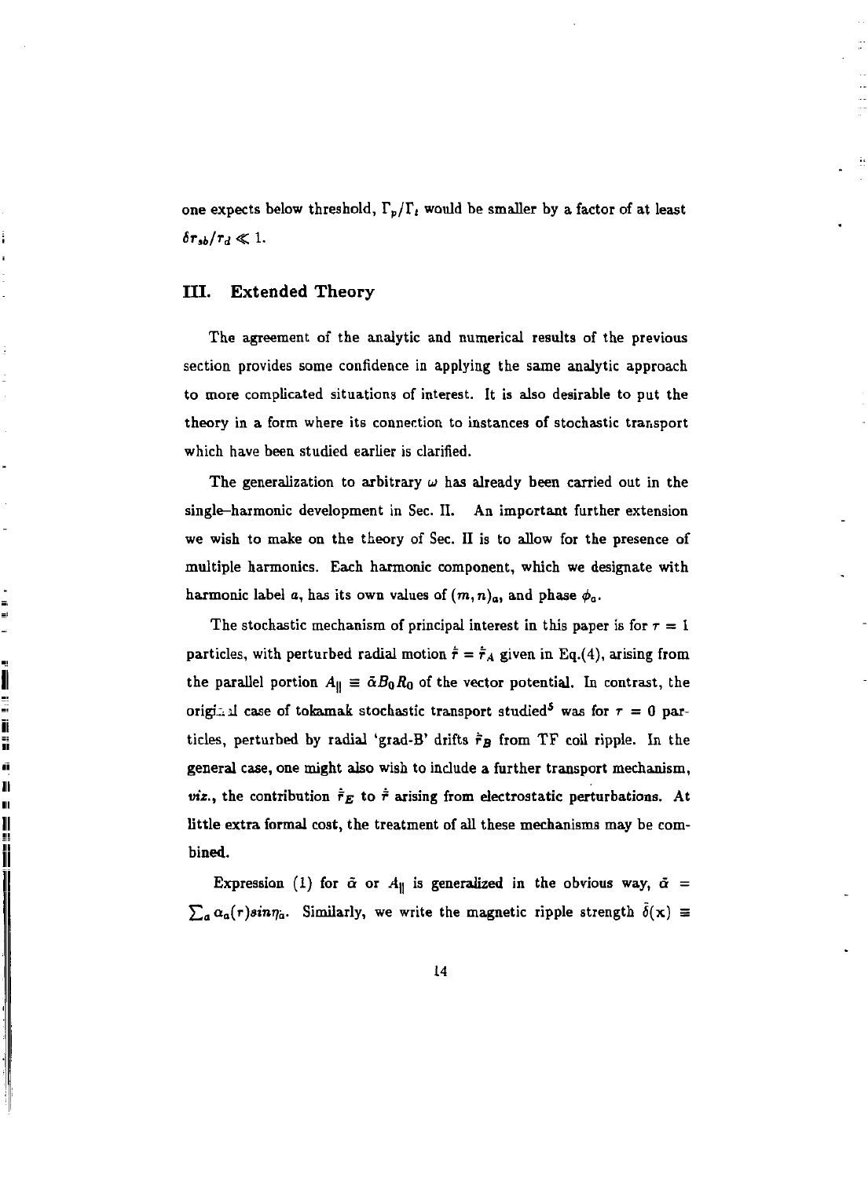one expects below threshold, $\Gamma_p/\Gamma_t$ would be smaller by a factor of at least $\delta r_{sb}/r_d \ll 1$.

## III. Extended Theory

The agreement of the analytic and numerical results of the previous section provides some confidence in applying the same analytic approach to more complicated situations of interest. It is also desirable to put the theory in a form where its connection to instances of stochastic transport which have been studied earlier is clarified.

The generalization to arbitrary $\omega$ has already been carried out in the single–harmonic development in Sec. II. An important further extension we wish to make on the theory of Sec. II is to allow for the presence of multiple harmonics. Each harmonic component, which we designate with harmonic label $a$, has its own values of $(m, n)_a$, and phase $\phi_a$.

The stochastic mechanism of principal interest in this paper is for $\tau = 1$ particles, with perturbed radial motion $\tilde{\dot{r}} = \tilde{\dot{r}}_A$ given in Eq.(4), arising from the parallel portion $A_{\|} \equiv \tilde{\alpha} B_0 R_0$ of the vector potential. In contrast, the original case of tokamak stochastic transport studied[5] was for $\tau = 0$ particles, perturbed by radial 'grad-B' drifts $\tilde{\dot{r}}_B$ from TF coil ripple. In the general case, one might also wish to include a further transport mechanism, *viz.*, the contribution $\tilde{\dot{r}}_E$ to $\tilde{\dot{r}}$ arising from electrostatic perturbations. At little extra formal cost, the treatment of all these mechanisms may be combined.

Expression (1) for $\tilde{\alpha}$ or $A_{\|}$ is generalized in the obvious way, $\tilde{\alpha} = \sum_a \alpha_a(r) sin\eta_a$. Similarly, we write the magnetic ripple strength $\tilde{\delta}(\mathbf{x}) \equiv$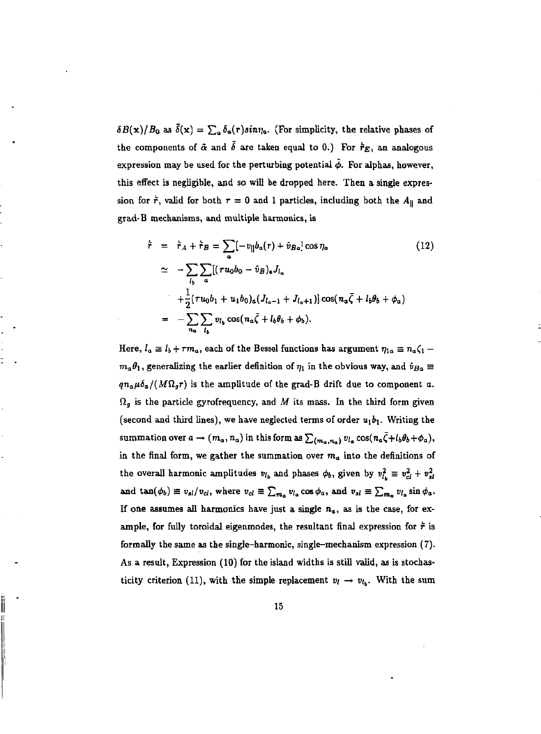$\delta B(\mathbf{x})/B_0$ as $\tilde{\delta}(\mathbf{x}) = \sum_a \delta_a(r) sin\eta_a$. (For simplicity, the relative phases of the components of $\tilde{\alpha}$ and $\tilde{\delta}$ are taken equal to 0.) For $\dot{\tilde{r}}_E$, an analogous expression may be used for the perturbing potential $\tilde{\phi}$. For alphas, however, this effect is negligible, and so will be dropped here. Then a single expression for $\dot{\tilde{r}}$, valid for both $\tau = 0$ and 1 particles, including both the $A_{\|}$ and grad-B mechanisms, and multiple harmonics, is

$$
\begin{aligned}
\dot{\tilde{r}} &= \dot{\tilde{r}}_A + \dot{\tilde{r}}_B = \sum_a [-v_{\|} b_a(r) + \hat{v}_{Ba}] \cos \eta_a \qquad (12) \\
&\simeq -\sum_{l_b} \sum_a [(\tau u_0 b_0 - \hat{v}_B)_a J_{l_a} \\
&\quad + \frac{1}{2}(\tau u_0 b_1 + u_1 b_0)_a (J_{l_a-1} + J_{l_a+1})] \cos(n_a \bar{\zeta} + l_b \theta_b + \phi_a) \\
&= -\sum_{n_a} \sum_{l_b} v_{l_b} \cos(n_a \bar{\zeta} + l_b \theta_b + \phi_b).
\end{aligned}
$$

Here, $l_a \equiv l_b + \tau m_a$, each of the Bessel functions has argument $\eta_{1a} \equiv n_a \zeta_1 - m_a \theta_1$, generalizing the earlier definition of $\eta_l$ in the obvious way, and $\hat{v}_{Ba} \equiv q n_a \mu \delta_a / (M \Omega_g r)$ is the amplitude of the grad-B drift due to component $a$. $\Omega_g$ is the particle gyrofrequency, and $M$ its mass. In the third form given (second and third lines), we have neglected terms of order $u_1 b_1$. Writing the summation over $a \to (m_a, n_a)$ in this form as $\sum_{(m_a,n_a)} v_{l_a} \cos(n_a \bar{\zeta} + l_b \theta_b + \phi_a)$, in the final form, we gather the summation over $m_a$ into the definitions of the overall harmonic amplitudes $v_{l_b}$ and phases $\phi_b$, given by $v_{l_b}^2 \equiv v_{cl}^2 + v_{sl}^2$ and $\tan(\phi_b) \equiv v_{sl}/v_{cl}$, where $v_{cl} \equiv \sum_{m_a} v_{l_a} \cos \phi_a$, and $v_{sl} \equiv \sum_{m_a} v_{l_a} \sin \phi_a$. If one assumes all harmonics have just a single $n_a$, as is the case, for example, for fully toroidal eigenmodes, the resultant final expression for $\dot{\tilde{r}}$ is formally the same as the single–harmonic, single–mechanism expression (7). As a result, Expression (10) for the island widths is still valid, as is stochasticity criterion (11), with the simple replacement $v_l \to v_{l_b}$. With the sum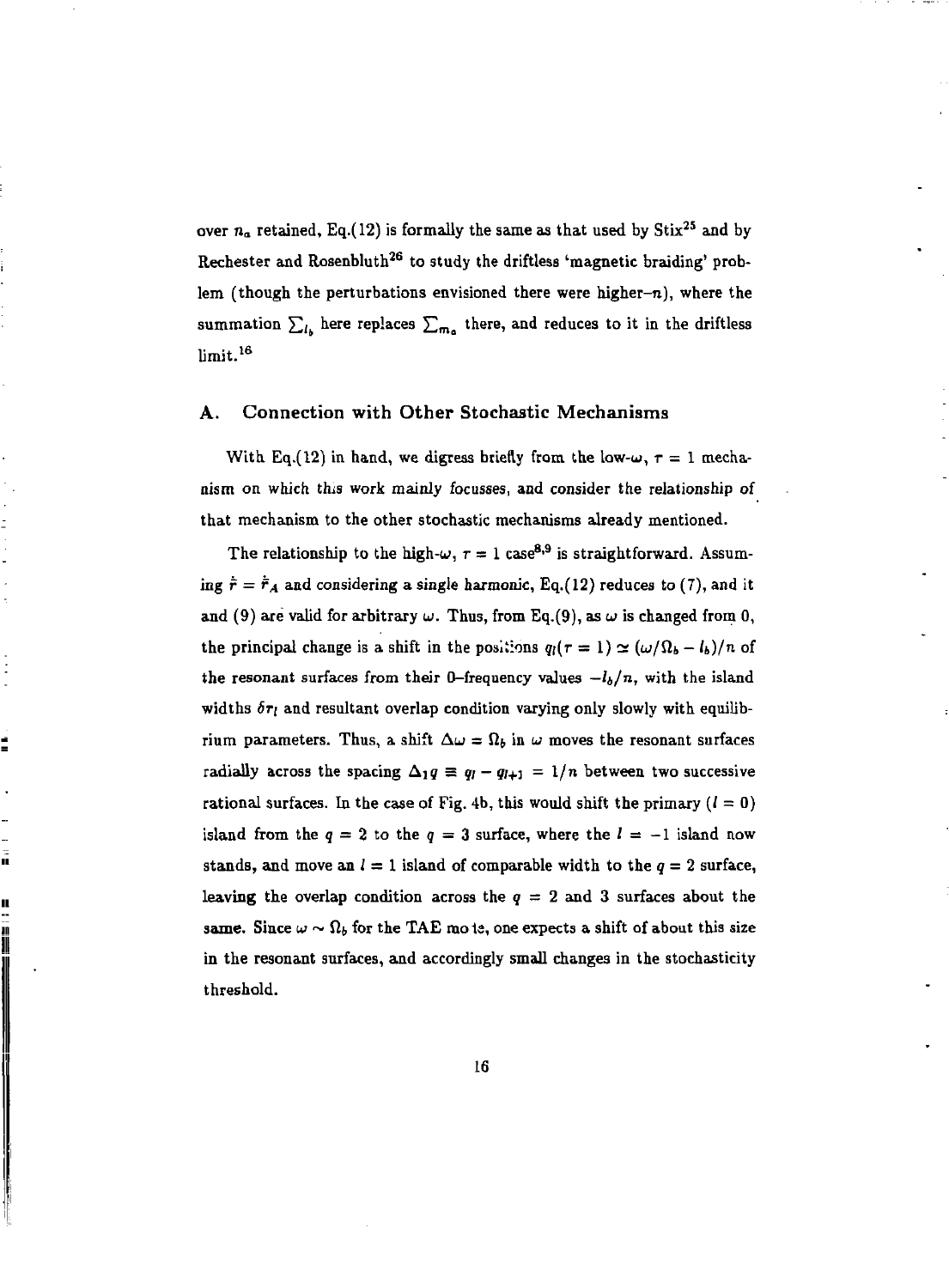over $n_a$ retained, Eq.(12) is formally the same as that used by Stix[25] and by Rechester and Rosenbluth[26] to study the driftless 'magnetic braiding' problem (though the perturbations envisioned there were higher-$n$), where the summation $\sum_{l_b}$ here replaces $\sum_{m_a}$ there, and reduces to it in the driftless limit.[16]

## A. Connection with Other Stochastic Mechanisms

With Eq.(12) in hand, we digress briefly from the low-$\omega$, $\tau = 1$ mechanism on which this work mainly focusses, and consider the relationship of that mechanism to the other stochastic mechanisms already mentioned.

The relationship to the high-$\omega$, $\tau = 1$ case[8,9] is straightforward. Assuming $\dot{\bar{r}} = \dot{\bar{r}}_A$ and considering a single harmonic, Eq.(12) reduces to (7), and it and (9) are valid for arbitrary $\omega$. Thus, from Eq.(9), as $\omega$ is changed from 0, the principal change is a shift in the positions $q_l(\tau = 1) \simeq (\omega/\Omega_b - l_b)/n$ of the resonant surfaces from their 0–frequency values $-l_b/n$, with the island widths $\delta r_l$ and resultant overlap condition varying only slowly with equilibrium parameters. Thus, a shift $\Delta\omega = \Omega_b$ in $\omega$ moves the resonant surfaces radially across the spacing $\Delta_1 q \equiv q_l - q_{l+1} = 1/n$ between two successive rational surfaces. In the case of Fig. 4b, this would shift the primary ($l = 0$) island from the $q = 2$ to the $q = 3$ surface, where the $l = -1$ island now stands, and move an $l = 1$ island of comparable width to the $q = 2$ surface, leaving the overlap condition across the $q = 2$ and 3 surfaces about the same. Since $\omega \sim \Omega_b$ for the TAE mode, one expects a shift of about this size in the resonant surfaces, and accordingly small changes in the stochasticity threshold.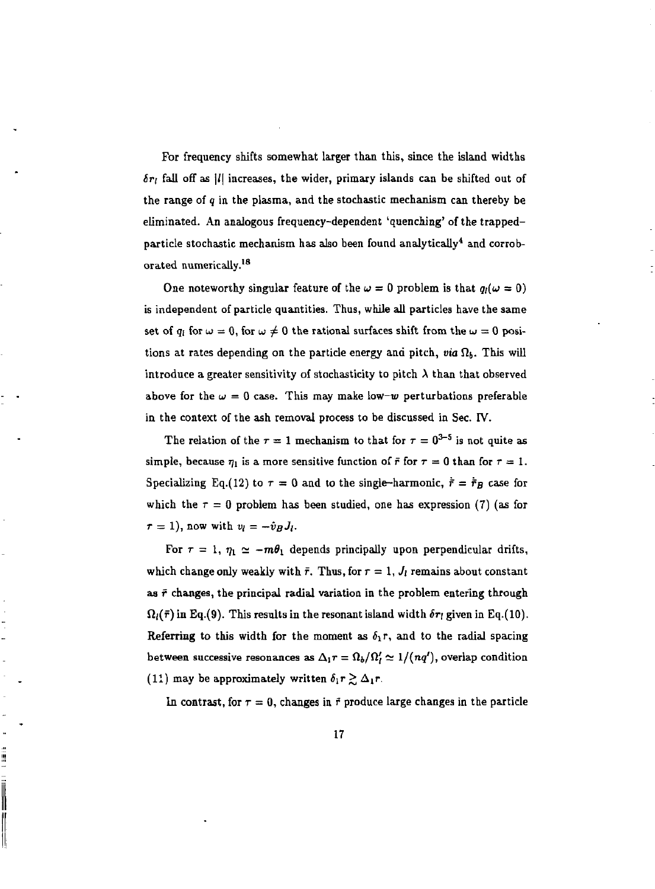For frequency shifts somewhat larger than this, since the island widths $\delta r_l$ fall off as $|l|$ increases, the wider, primary islands can be shifted out of the range of $q$ in the plasma, and the stochastic mechanism can thereby be eliminated. An analogous frequency-dependent 'quenching' of the trapped-particle stochastic mechanism has also been found analytically[4] and corroborated numerically.[18]

One noteworthy singular feature of the $\omega = 0$ problem is that $q_l(\omega = 0)$ is independent of particle quantities. Thus, while all particles have the same set of $q_l$ for $\omega = 0$, for $\omega \neq 0$ the rational surfaces shift from the $\omega = 0$ positions at rates depending on the particle energy and pitch, *via* $\Omega_b$. This will introduce a greater sensitivity of stochasticity to pitch $\lambda$ than that observed above for the $\omega = 0$ case. This may make low-$w$ perturbations preferable in the context of the ash removal process to be discussed in Sec. IV.

The relation of the $\tau = 1$ mechanism to that for $\tau = 0^{3-5}$ is not quite as simple, because $\eta_1$ is a more sensitive function of $\bar{r}$ for $\tau = 0$ than for $\tau = 1$. Specializing Eq.(12) to $\tau = 0$ and to the single-harmonic, $\dot{\tilde{r}} = \dot{\tilde{r}}_B$ case for which the $\tau = 0$ problem has been studied, one has expression (7) (as for $\tau = 1$), now with $v_l = -\hat{v}_B J_l$.

For $\tau = 1$, $\eta_1 \simeq -m\theta_1$ depends principally upon perpendicular drifts, which change only weakly with $\bar{r}$. Thus, for $\tau = 1$, $J_l$ remains about constant as $\bar{r}$ changes, the principal radial variation in the problem entering through $\Omega_l(\bar{r})$ in Eq.(9). This results in the resonant island width $\delta r_l$ given in Eq.(10). Referring to this width for the moment as $\delta_1 r$, and to the radial spacing between successive resonances as $\Delta_1 r = \Omega_b/\Omega_l' \simeq 1/(nq')$, overlap condition (11) may be approximately written $\delta_1 r \gtrsim \Delta_1 r$.

In contrast, for $\tau = 0$, changes in $\bar{r}$ produce large changes in the particle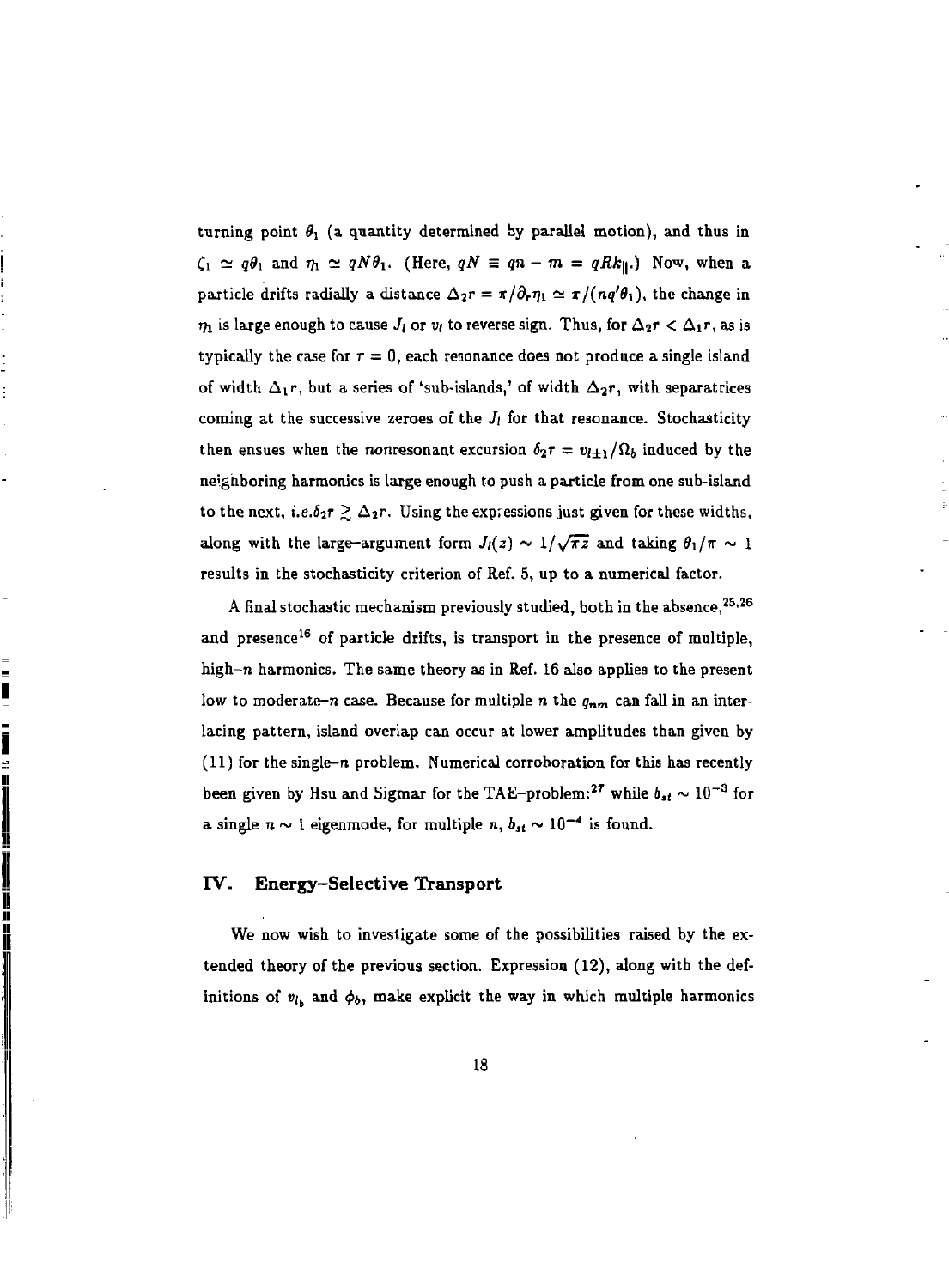turning point $\theta_1$ (a quantity determined by parallel motion), and thus in $\zeta_1 \simeq q\theta_1$ and $\eta_1 \simeq qN\theta_1$. (Here, $qN \equiv qn - m = qRk_{\|}$.) Now, when a particle drifts radially a distance $\Delta_2 r = \pi/\partial_r \eta_1 \simeq \pi/(nq'\theta_1)$, the change in $\eta_1$ is large enough to cause $J_l$ or $v_l$ to reverse sign. Thus, for $\Delta_2 r < \Delta_1 r$, as is typically the case for $\tau = 0$, each resonance does not produce a single island of width $\Delta_1 r$, but a series of 'sub-islands,' of width $\Delta_2 r$, with separatrices coming at the successive zeroes of the $J_l$ for that resonance. Stochasticity then ensues when the *non*resonant excursion $\delta_2 r = v_{l\pm 1}/\Omega_b$ induced by the neighboring harmonics is large enough to push a particle from one sub-island to the next, *i.e.*$\delta_2 r \gtrsim \Delta_2 r$. Using the expressions just given for these widths, along with the large-argument form $J_l(z) \sim 1/\sqrt{\pi z}$ and taking $\theta_1/\pi \sim 1$ results in the stochasticity criterion of Ref. 5, up to a numerical factor.

A final stochastic mechanism previously studied, both in the absence,[25,26] and presence[16] of particle drifts, is transport in the presence of multiple, high-$n$ harmonics. The same theory as in Ref. 16 also applies to the present low to moderate-$n$ case. Because for multiple $n$ the $q_{nm}$ can fall in an interlacing pattern, island overlap can occur at lower amplitudes than given by (11) for the single-$n$ problem. Numerical corroboration for this has recently been given by Hsu and Sigmar for the TAE-problem:[27] while $b_{st} \sim 10^{-3}$ for a single $n \sim 1$ eigenmode, for multiple $n$, $b_{st} \sim 10^{-4}$ is found.

## IV. Energy-Selective Transport

We now wish to investigate some of the possibilities raised by the extended theory of the previous section. Expression (12), along with the definitions of $v_{l_b}$ and $\phi_b$, make explicit the way in which multiple harmonics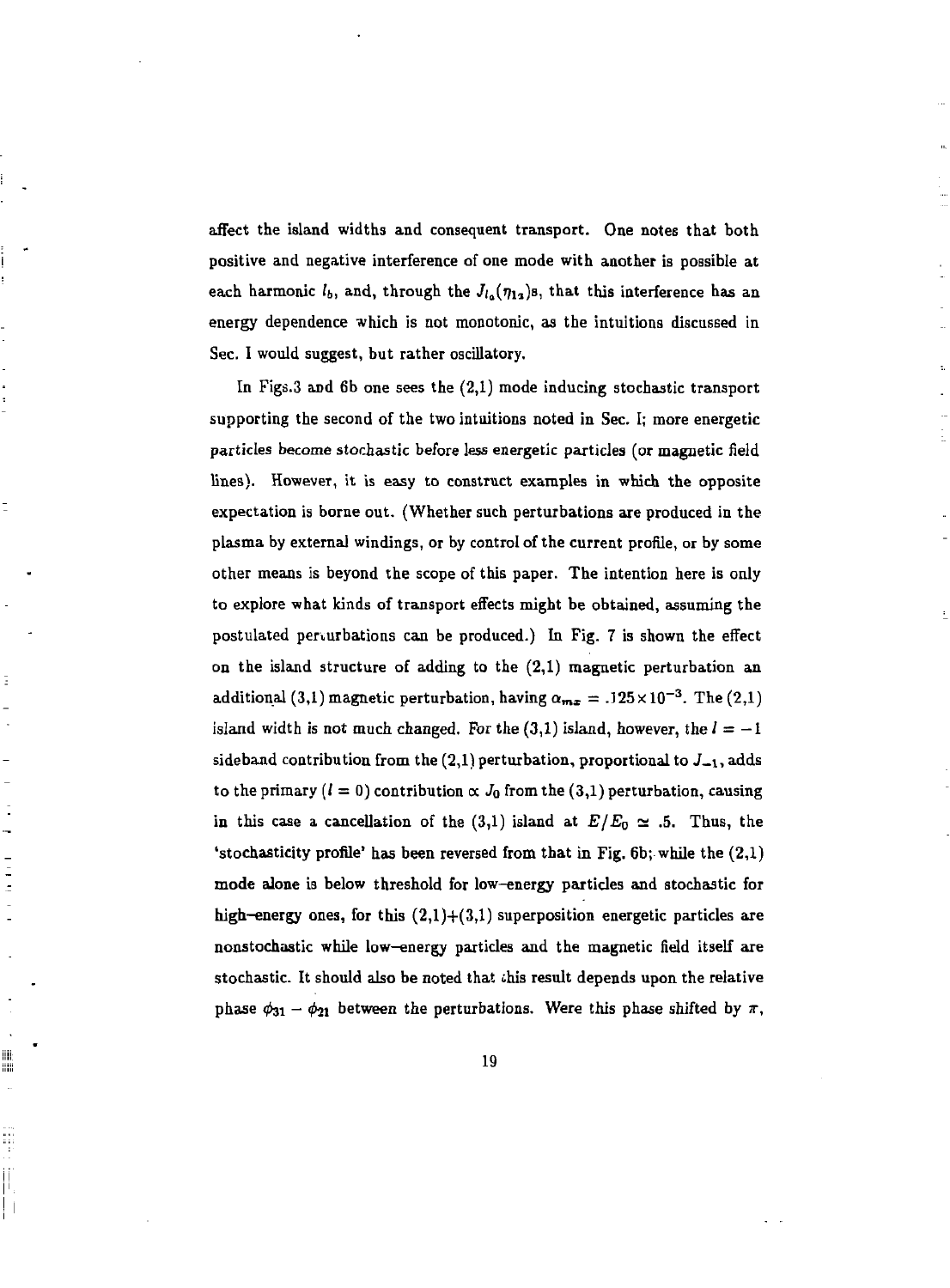affect the island widths and consequent transport. One notes that both positive and negative interference of one mode with another is possible at each harmonic $l_b$, and, through the $J_{l_0}(\eta_{1s})$s, that this interference has an energy dependence which is not monotonic, as the intuitions discussed in Sec. I would suggest, but rather oscillatory.

In Figs.3 and 6b one sees the (2,1) mode inducing stochastic transport supporting the second of the two intuitions noted in Sec. I; more energetic particles become stochastic before less energetic particles (or magnetic field lines). However, it is easy to construct examples in which the opposite expectation is borne out. (Whether such perturbations are produced in the plasma by external windings, or by control of the current profile, or by some other means is beyond the scope of this paper. The intention here is only to explore what kinds of transport effects might be obtained, assuming the postulated perturbations can be produced.) In Fig. 7 is shown the effect on the island structure of adding to the (2,1) magnetic perturbation an additional (3,1) magnetic perturbation, having $\alpha_{mx} = .125 \times 10^{-3}$. The (2,1) island width is not much changed. For the (3,1) island, however, the $l = -1$ sideband contribution from the (2,1) perturbation, proportional to $J_{-1}$, adds to the primary ($l = 0$) contribution $\propto J_0$ from the (3,1) perturbation, causing in this case a cancellation of the (3,1) island at $E/E_0 \simeq .5$. Thus, the 'stochasticity profile' has been reversed from that in Fig. 6b; while the (2,1) mode alone is below threshold for low-energy particles and stochastic for high-energy ones, for this (2,1)+(3,1) superposition energetic particles are nonstochastic while low-energy particles and the magnetic field itself are stochastic. It should also be noted that this result depends upon the relative phase $\phi_{31} - \phi_{21}$ between the perturbations. Were this phase shifted by $\pi$,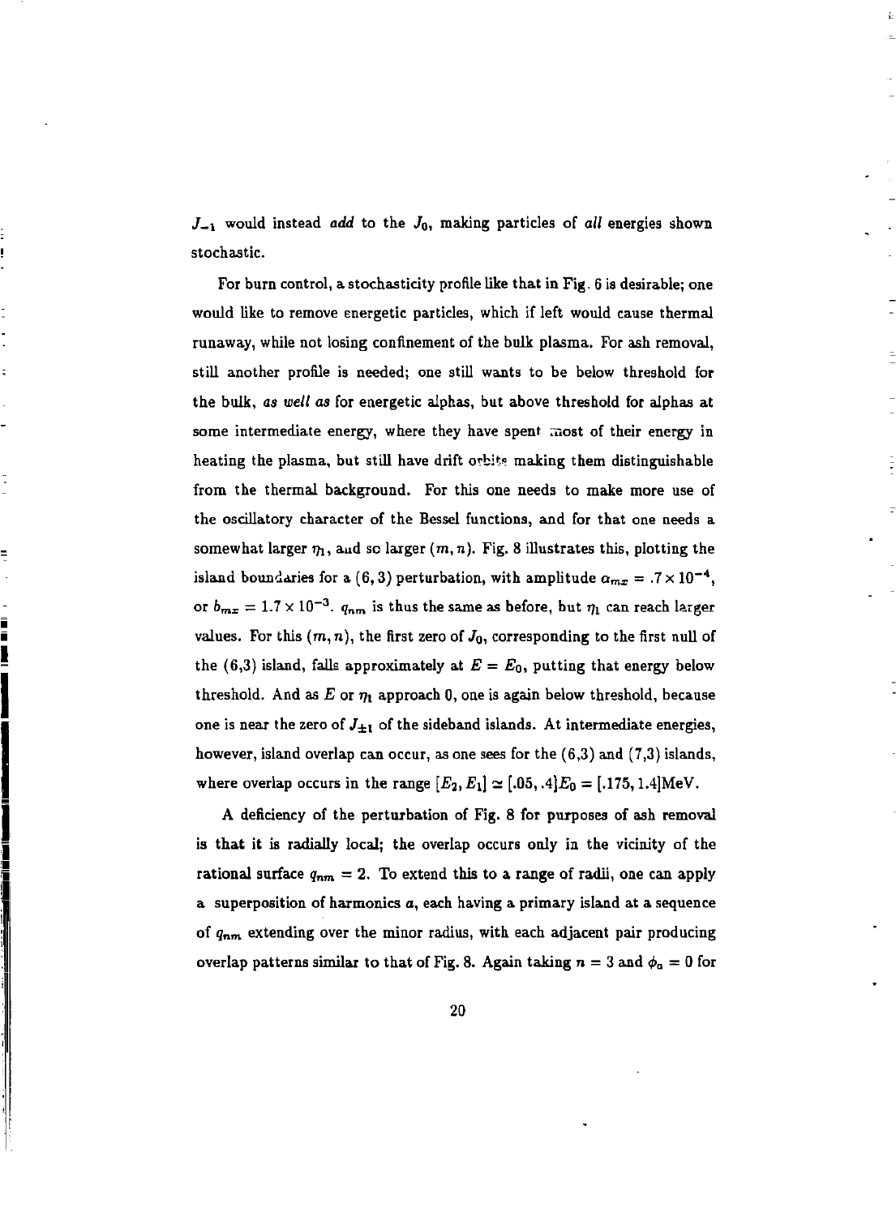$J_{-1}$ would instead *add* to the $J_0$, making particles of *all* energies shown stochastic.

For burn control, a stochasticity profile like that in Fig. 6 is desirable; one would like to remove energetic particles, which if left would cause thermal runaway, while not losing confinement of the bulk plasma. For ash removal, still another profile is needed; one still wants to be below threshold for the bulk, *as well as* for energetic alphas, but above threshold for alphas at some intermediate energy, where they have spent most of their energy in heating the plasma, but still have drift orbits making them distinguishable from the thermal background. For this one needs to make more use of the oscillatory character of the Bessel functions, and for that one needs a somewhat larger $\eta_1$, and so larger $(m, n)$. Fig. 8 illustrates this, plotting the island boundaries for a $(6, 3)$ perturbation, with amplitude $\alpha_{mx} = .7 \times 10^{-4}$, or $b_{mx} = 1.7 \times 10^{-3}$. $q_{nm}$ is thus the same as before, but $\eta_1$ can reach larger values. For this $(m, n)$, the first zero of $J_0$, corresponding to the first null of the (6,3) island, falls approximately at $E = E_0$, putting that energy below threshold. And as $E$ or $\eta_1$ approach 0, one is again below threshold, because one is near the zero of $J_{\pm 1}$ of the sideband islands. At intermediate energies, however, island overlap can occur, as one sees for the (6,3) and (7,3) islands, where overlap occurs in the range $[E_2, E_1] \simeq [.05, .4]E_0 = [.175, 1.4]$MeV.

A deficiency of the perturbation of Fig. 8 for purposes of ash removal is that it is radially local; the overlap occurs only in the vicinity of the rational surface $q_{nm} = 2$. To extend this to a range of radii, one can apply a superposition of harmonics $a$, each having a primary island at a sequence of $q_{nm}$ extending over the minor radius, with each adjacent pair producing overlap patterns similar to that of Fig. 8. Again taking $n = 3$ and $\phi_a = 0$ for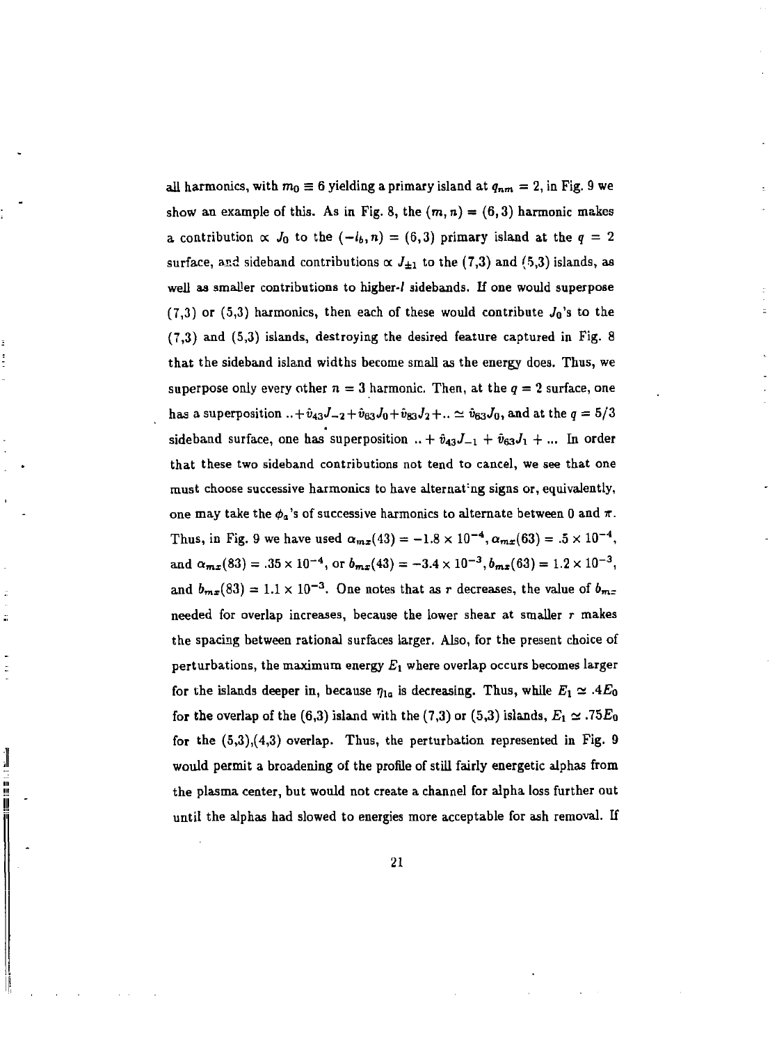all harmonics, with $m_0 \equiv 6$ yielding a primary island at $q_{nm} = 2$, in Fig. 9 we show an example of this. As in Fig. 8, the $(m,n) = (6,3)$ harmonic makes a contribution $\propto J_0$ to the $(-l_b, n) = (6,3)$ primary island at the $q = 2$ surface, and sideband contributions $\propto J_{\pm 1}$ to the (7,3) and (5,3) islands, as well as smaller contributions to higher-$l$ sidebands. If one would superpose (7,3) or (5,3) harmonics, then each of these would contribute $J_0$'s to the (7,3) and (5,3) islands, destroying the desired feature captured in Fig. 8 that the sideband island widths become small as the energy does. Thus, we superpose only every other $n = 3$ harmonic. Then, at the $q = 2$ surface, one has a superposition $.. + \hat{v}_{43} J_{-2} + \hat{v}_{63} J_0 + \hat{v}_{83} J_2 + .. \simeq \hat{v}_{63} J_0$, and at the $q = 5/3$ sideband surface, one has superposition $.. + \hat{v}_{43} J_{-1} + \hat{v}_{63} J_1 + ...$ In order that these two sideband contributions not tend to cancel, we see that one must choose successive harmonics to have alternating signs or, equivalently, one may take the $\phi_a$'s of successive harmonics to alternate between 0 and $\pi$. Thus, in Fig. 9 we have used $\alpha_{mx}(43) = -1.8 \times 10^{-4}, \alpha_{mx}(63) = .5 \times 10^{-4}$, and $\alpha_{mx}(83) = .35 \times 10^{-4}$, or $b_{mx}(43) = -3.4 \times 10^{-3}, b_{mx}(63) = 1.2 \times 10^{-3}$, and $b_{mx}(83) = 1.1 \times 10^{-3}$. One notes that as $r$ decreases, the value of $b_{mx}$ needed for overlap increases, because the lower shear at smaller $r$ makes the spacing between rational surfaces larger. Also, for the present choice of perturbations, the maximum energy $E_1$ where overlap occurs becomes larger for the islands deeper in, because $\eta_{1a}$ is decreasing. Thus, while $E_1 \simeq .4 E_0$ for the overlap of the (6,3) island with the (7,3) or (5,3) islands, $E_1 \simeq .75 E_0$ for the (5,3),(4,3) overlap. Thus, the perturbation represented in Fig. 9 would permit a broadening of the profile of still fairly energetic alphas from the plasma center, but would not create a channel for alpha loss further out until the alphas had slowed to energies more acceptable for ash removal. If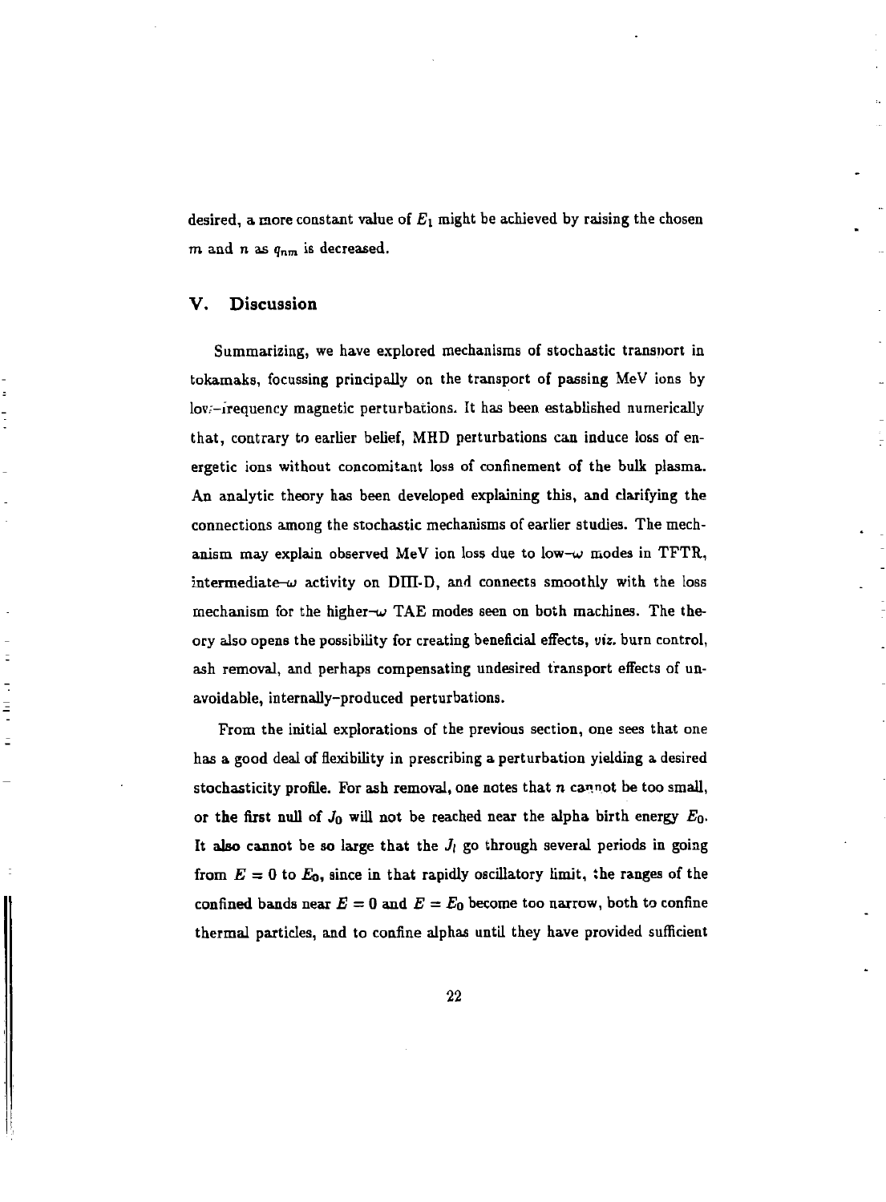desired, a more constant value of $E_1$ might be achieved by raising the chosen $m$ and $n$ as $q_{nm}$ is decreased.

## V. Discussion

Summarizing, we have explored mechanisms of stochastic transport in tokamaks, focussing principally on the transport of passing MeV ions by low-frequency magnetic perturbations. It has been established numerically that, contrary to earlier belief, MHD perturbations can induce loss of energetic ions without concomitant loss of confinement of the bulk plasma. An analytic theory has been developed explaining this, and clarifying the connections among the stochastic mechanisms of earlier studies. The mechanism may explain observed MeV ion loss due to low-$\omega$ modes in TFTR, intermediate-$\omega$ activity on DIII-D, and connects smoothly with the loss mechanism for the higher-$\omega$ TAE modes seen on both machines. The theory also opens the possibility for creating beneficial effects, *viz.* burn control, ash removal, and perhaps compensating undesired transport effects of unavoidable, internally-produced perturbations.

From the initial explorations of the previous section, one sees that one has a good deal of flexibility in prescribing a perturbation yielding a desired stochasticity profile. For ash removal, one notes that $n$ cannot be too small, or the first null of $J_0$ will not be reached near the alpha birth energy $E_0$. It also cannot be so large that the $J_l$ go through several periods in going from $E = 0$ to $E_0$, since in that rapidly oscillatory limit, the ranges of the confined bands near $E = 0$ and $E = E_0$ become too narrow, both to confine thermal particles, and to confine alphas until they have provided sufficient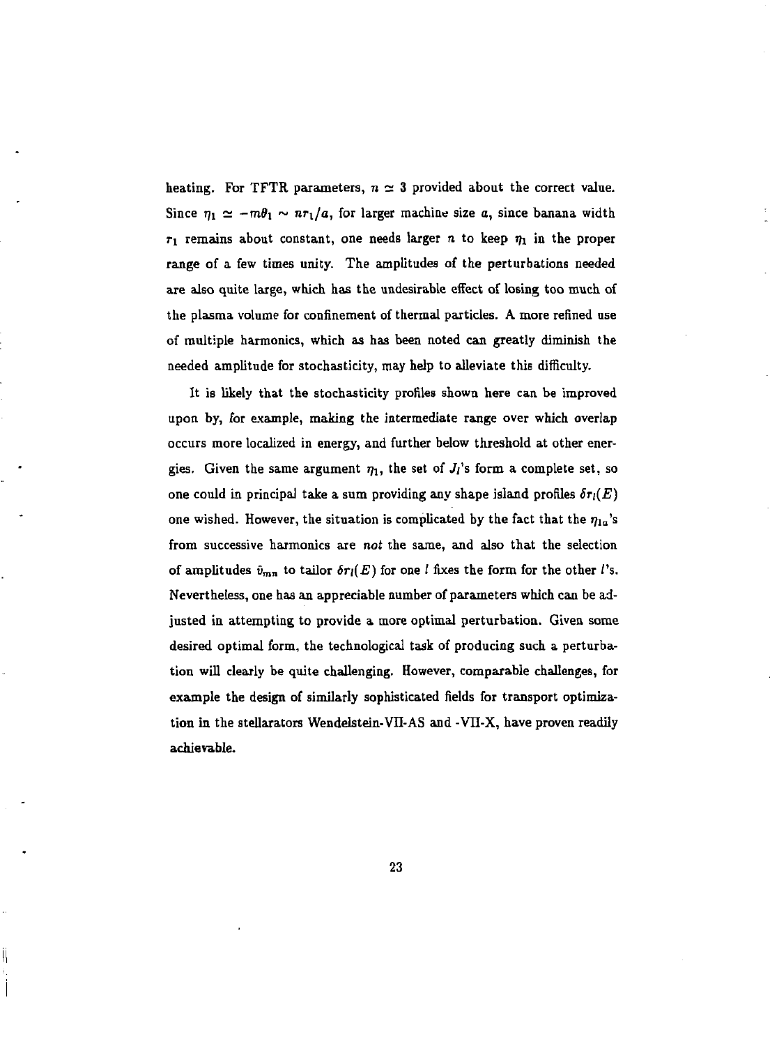heating. For TFTR parameters, $n \simeq 3$ provided about the correct value. Since $\eta_1 \simeq -m\theta_1 \sim nr_1/a$, for larger machine size $a$, since banana width $r_1$ remains about constant, one needs larger $n$ to keep $\eta_1$ in the proper range of a few times unity. The amplitudes of the perturbations needed are also quite large, which has the undesirable effect of losing too much of the plasma volume for confinement of thermal particles. A more refined use of multiple harmonics, which as has been noted can greatly diminish the needed amplitude for stochasticity, may help to alleviate this difficulty.

It is likely that the stochasticity profiles shown here can be improved upon by, for example, making the intermediate range over which overlap occurs more localized in energy, and further below threshold at other energies. Given the same argument $\eta_1$, the set of $J_l$'s form a complete set, so one could in principal take a sum providing any shape island profiles $\delta r_l(E)$ one wished. However, the situation is complicated by the fact that the $\eta_{1a}$'s from successive harmonics are *not* the same, and also that the selection of amplitudes $\tilde{v}_{mn}$ to tailor $\delta r_l(E)$ for one $l$ fixes the form for the other $l$'s. Nevertheless, one has an appreciable number of parameters which can be adjusted in attempting to provide a more optimal perturbation. Given some desired optimal form, the technological task of producing such a perturbation will clearly be quite challenging. However, comparable challenges, for example the design of similarly sophisticated fields for transport optimization in the stellarators Wendelstein-VII-AS and -VII-X, have proven readily achievable.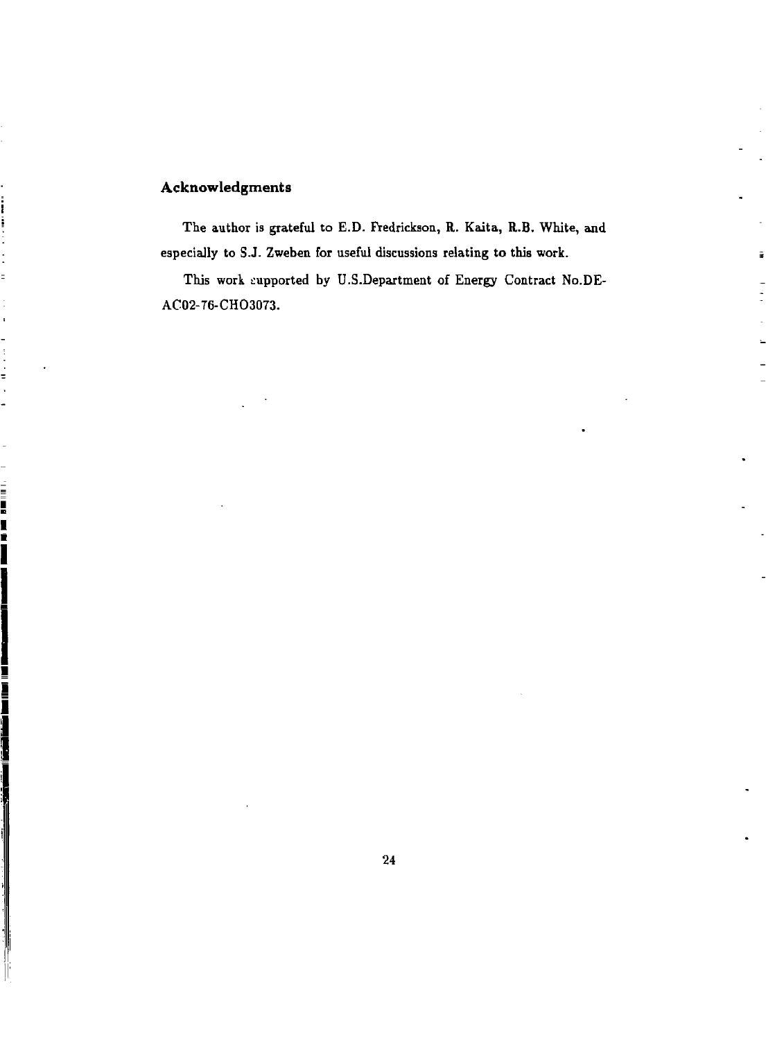## Acknowledgments

The author is grateful to E.D. Fredrickson, R. Kaita, R.B. White, and especially to S.J. Zweben for useful discussions relating to this work.

This work supported by U.S.Department of Energy Contract No.DE-AC02-76-CHO3073.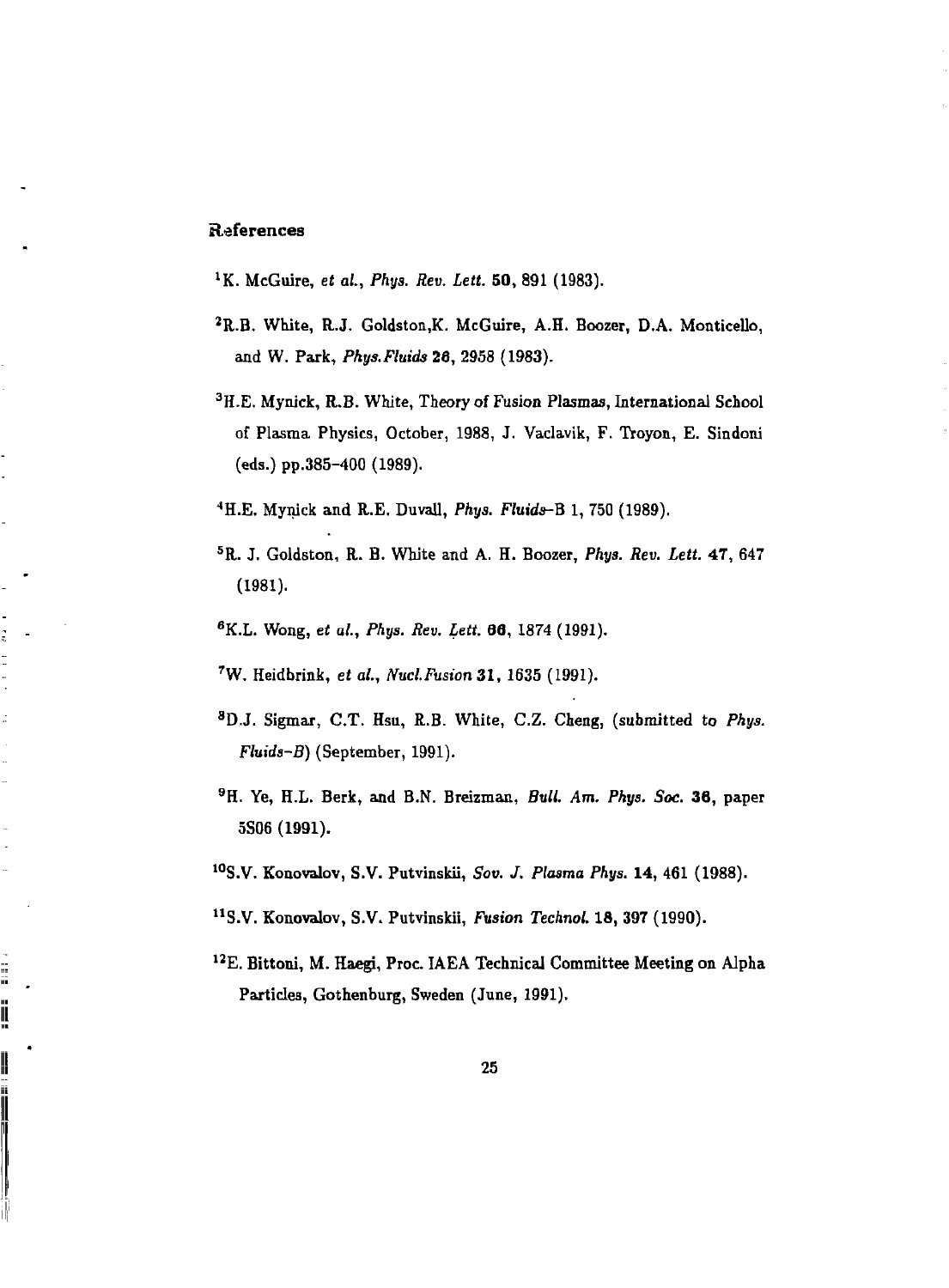## References

[1]K. McGuire, *et al.*, *Phys. Rev. Lett.* **50**, 891 (1983).

[2]R.B. White, R.J. Goldston,K. McGuire, A.H. Boozer, D.A. Monticello, and W. Park, *Phys.Fluids* **26**, 2958 (1983).

[3]H.E. Mynick, R.B. White, Theory of Fusion Plasmas, International School of Plasma Physics, October, 1988, J. Vaclavik, F. Troyon, E. Sindoni (eds.) pp.385–400 (1989).

[4]H.E. Mynick and R.E. Duvall, *Phys. Fluids*–B 1, 750 (1989).

[5]R. J. Goldston, R. B. White and A. H. Boozer, *Phys. Rev. Lett.* **47**, 647 (1981).

[6]K.L. Wong, *et al.*, *Phys. Rev. Lett.* **66**, 1874 (1991).

[7]W. Heidbrink, *et al.*, *Nucl.Fusion* **31**, 1635 (1991).

[8]D.J. Sigmar, C.T. Hsu, R.B. White, C.Z. Cheng, (submitted to *Phys. Fluids–B*) (September, 1991).

[9]H. Ye, H.L. Berk, and B.N. Breizman, *Bull. Am. Phys. Soc.* **36**, paper 5S06 (1991).

[10]S.V. Konovalov, S.V. Putvinskii, *Sov. J. Plasma Phys.* **14**, 461 (1988).

[11]S.V. Konovalov, S.V. Putvinskii, *Fusion Technol.* **18**, 397 (1990).

[12]E. Bittoni, M. Haegi, Proc. IAEA Technical Committee Meeting on Alpha Particles, Gothenburg, Sweden (June, 1991).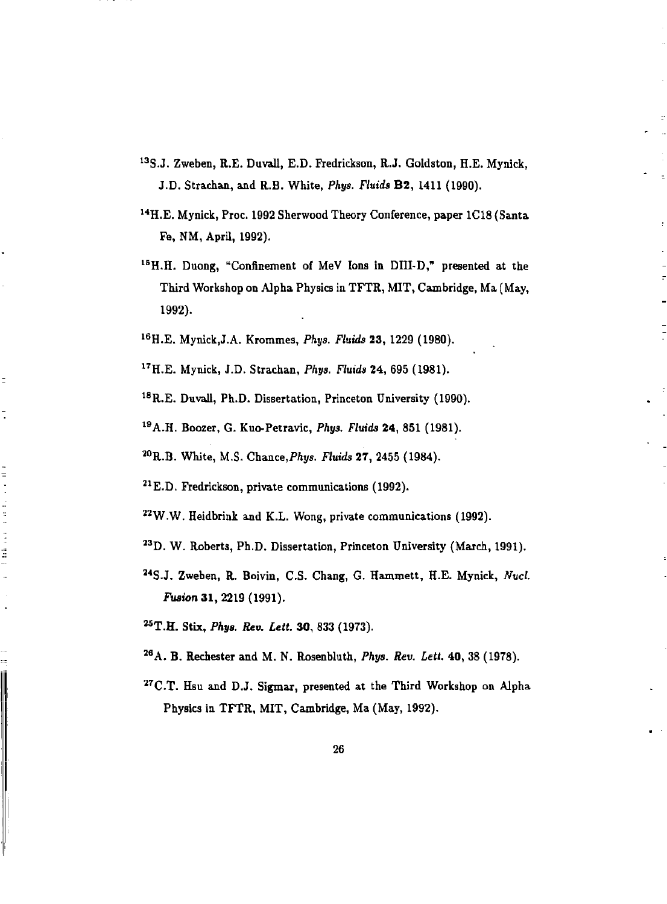[13] S.J. Zweben, R.E. Duvall, E.D. Fredrickson, R.J. Goldston, H.E. Mynick, J.D. Strachan, and R.B. White, *Phys. Fluids* **B2**, 1411 (1990).

[14] H.E. Mynick, Proc. 1992 Sherwood Theory Conference, paper 1C18 (Santa Fe, NM, April, 1992).

[15] H.H. Duong, "Confinement of MeV Ions in DIII-D," presented at the Third Workshop on Alpha Physics in TFTR, MIT, Cambridge, Ma (May, 1992).

[16] H.E. Mynick, J.A. Krommes, *Phys. Fluids* **23**, 1229 (1980).

[17] H.E. Mynick, J.D. Strachan, *Phys. Fluids* **24**, 695 (1981).

[18] R.E. Duvall, Ph.D. Dissertation, Princeton University (1990).

[19] A.H. Boozer, G. Kuo-Petravic, *Phys. Fluids* **24**, 851 (1981).

[20] R.B. White, M.S. Chance, *Phys. Fluids* **27**, 2455 (1984).

[21] E.D. Fredrickson, private communications (1992).

[22] W.W. Heidbrink and K.L. Wong, private communications (1992).

[23] D. W. Roberts, Ph.D. Dissertation, Princeton University (March, 1991).

[24] S.J. Zweben, R. Boivin, C.S. Chang, G. Hammett, H.E. Mynick, *Nucl. Fusion* **31**, 2219 (1991).

[25] T.H. Stix, *Phys. Rev. Lett.* **30**, 833 (1973).

[26] A. B. Rechester and M. N. Rosenbluth, *Phys. Rev. Lett.* **40**, 38 (1978).

[27] C.T. Hsu and D.J. Sigmar, presented at the Third Workshop on Alpha Physics in TFTR, MIT, Cambridge, Ma (May, 1992).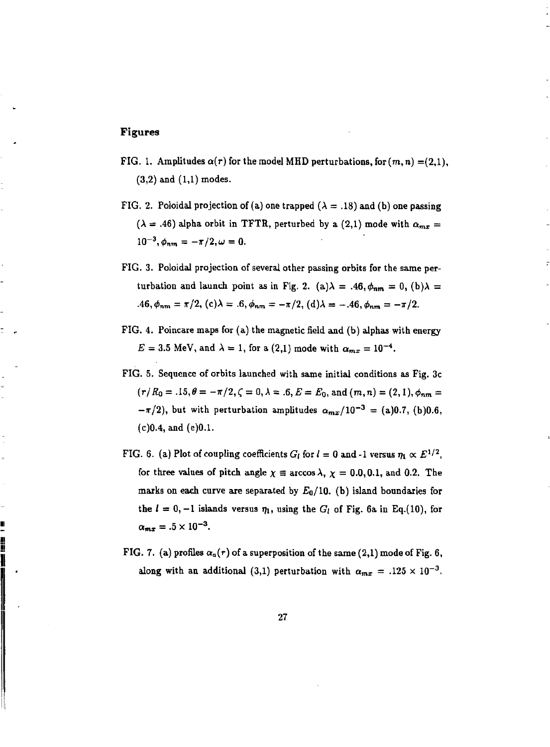## Figures

FIG. 1. Amplitudes $\alpha(r)$ for the model MHD perturbations, for $(m, n)$ =(2,1), (3,2) and (1,1) modes.

FIG. 2. Poloidal projection of (a) one trapped ($\lambda = .18$) and (b) one passing ($\lambda = .46$) alpha orbit in TFTR, perturbed by a (2,1) mode with $\alpha_{mx} = 10^{-3}, \phi_{nm} = -\pi/2, \omega = 0$.

FIG. 3. Poloidal projection of several other passing orbits for the same perturbation and launch point as in Fig. 2. (a)$\lambda = .46, \phi_{nm} = 0$, (b)$\lambda = .46, \phi_{nm} = \pi/2$, (c)$\lambda = .6, \phi_{nm} = -\pi/2$, (d)$\lambda = -.46, \phi_{nm} = -\pi/2$.

FIG. 4. Poincare maps for (a) the magnetic field and (b) alphas with energy $E = 3.5$ MeV, and $\lambda = 1$, for a (2,1) mode with $\alpha_{mx} = 10^{-4}$.

FIG. 5. Sequence of orbits launched with same initial conditions as Fig. 3c ($r/R_0 = .15, \theta = -\pi/2, \zeta = 0, \lambda = .6, E = E_0$, and $(m, n) = (2, 1), \phi_{nm} = -\pi/2$), but with perturbation amplitudes $\alpha_{mx}/10^{-3}$ = (a)0.7, (b)0.6, (c)0.4, and (e)0.1.

FIG. 6. (a) Plot of coupling coefficients $G_l$ for $l$ = 0 and -1 versus $\eta_l \propto E^{1/2}$, for three values of pitch angle $\chi \equiv \arccos \lambda$, $\chi$ = 0.0, 0.1, and 0.2. The marks on each curve are separated by $E_0/10$. (b) island boundaries for the $l = 0, -1$ islands versus $\eta_l$, using the $G_l$ of Fig. 6a in Eq.(10), for $\alpha_{mx} = .5 \times 10^{-3}$.

FIG. 7. (a) profiles $\alpha_a(r)$ of a superposition of the same (2,1) mode of Fig. 6, along with an additional (3,1) perturbation with $\alpha_{mx} = .125 \times 10^{-3}$.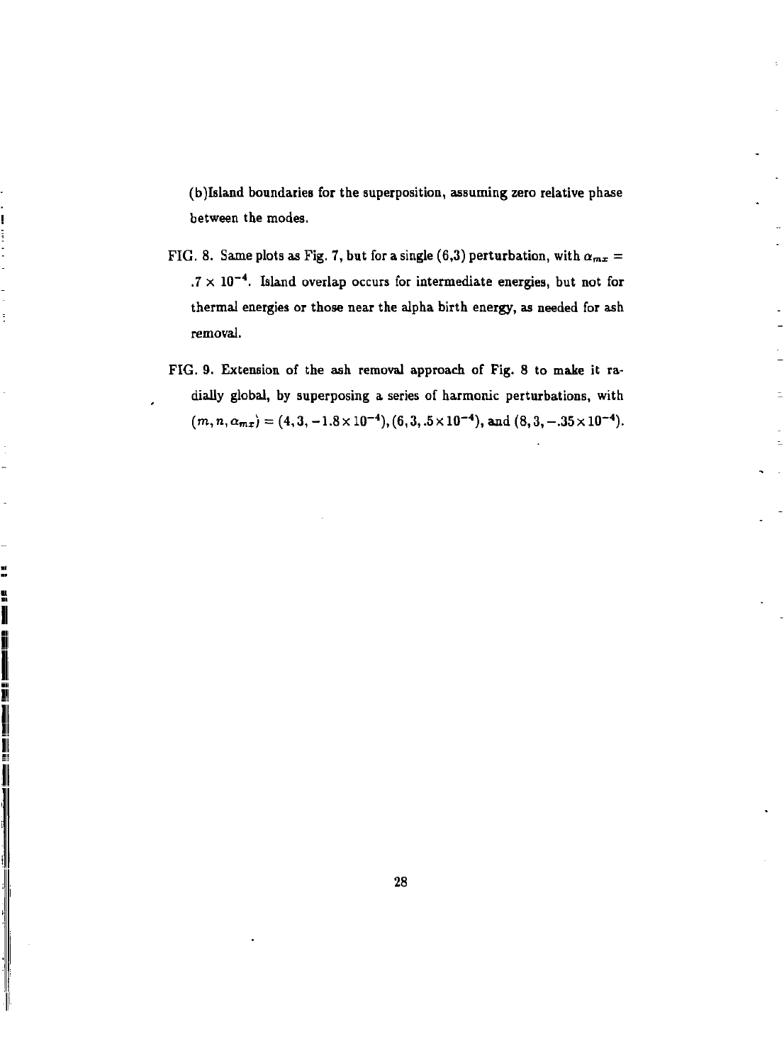(b)Island boundaries for the superposition, assuming zero relative phase between the modes.

FIG. 8. Same plots as Fig. 7, but for a single (6,3) perturbation, with $\alpha_{mx} = .7 \times 10^{-4}$. Island overlap occurs for intermediate energies, but not for thermal energies or those near the alpha birth energy, as needed for ash removal.

FIG. 9. Extension of the ash removal approach of Fig. 8 to make it radially global, by superposing a series of harmonic perturbations, with $(m, n, \alpha_{mx}) = (4, 3, -1.8 \times 10^{-4}), (6, 3, .5 \times 10^{-4})$, and $(8, 3, -.35 \times 10^{-4})$.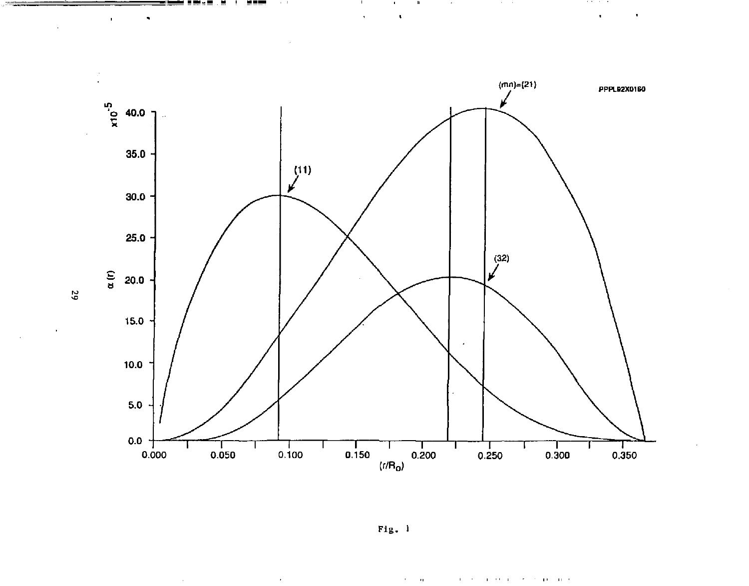Fig. 1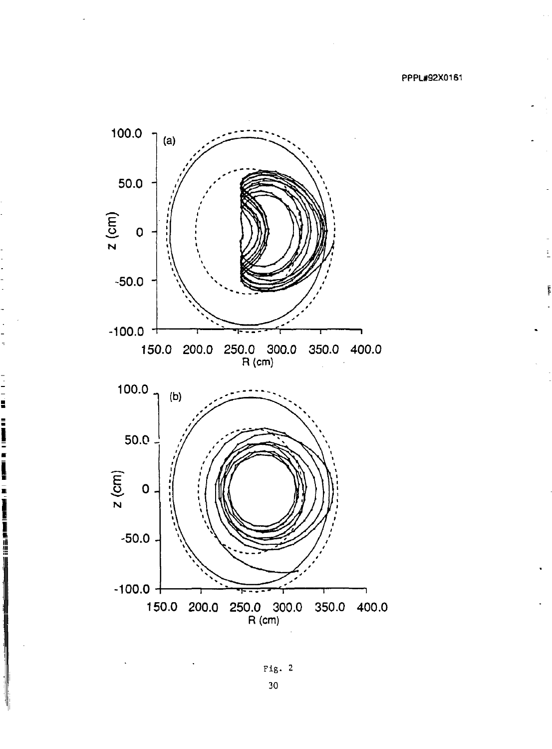Fig. 2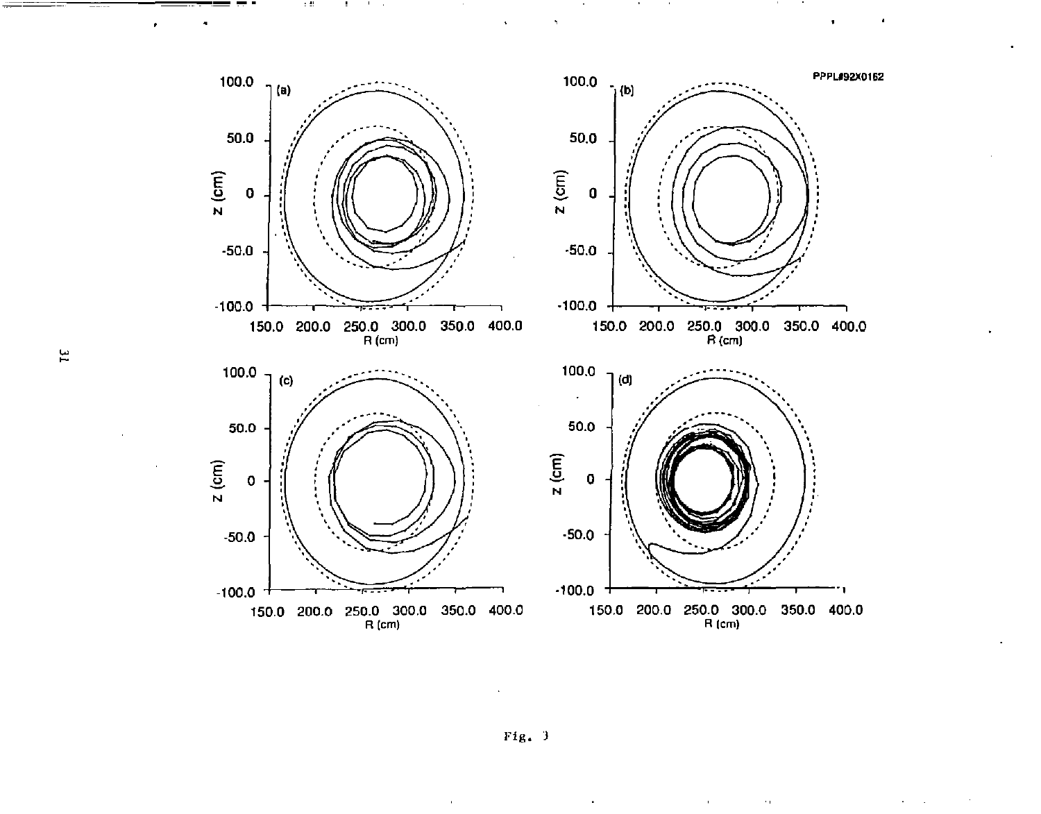Fig. 3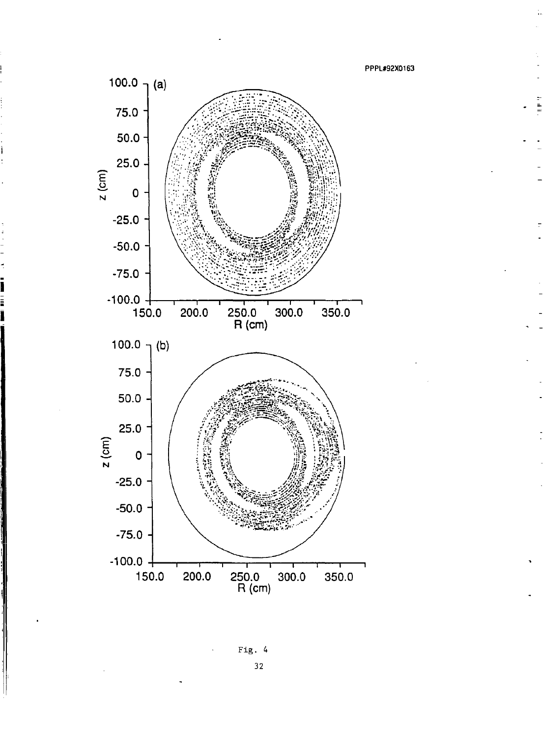PPPL#92X0163

Fig. 4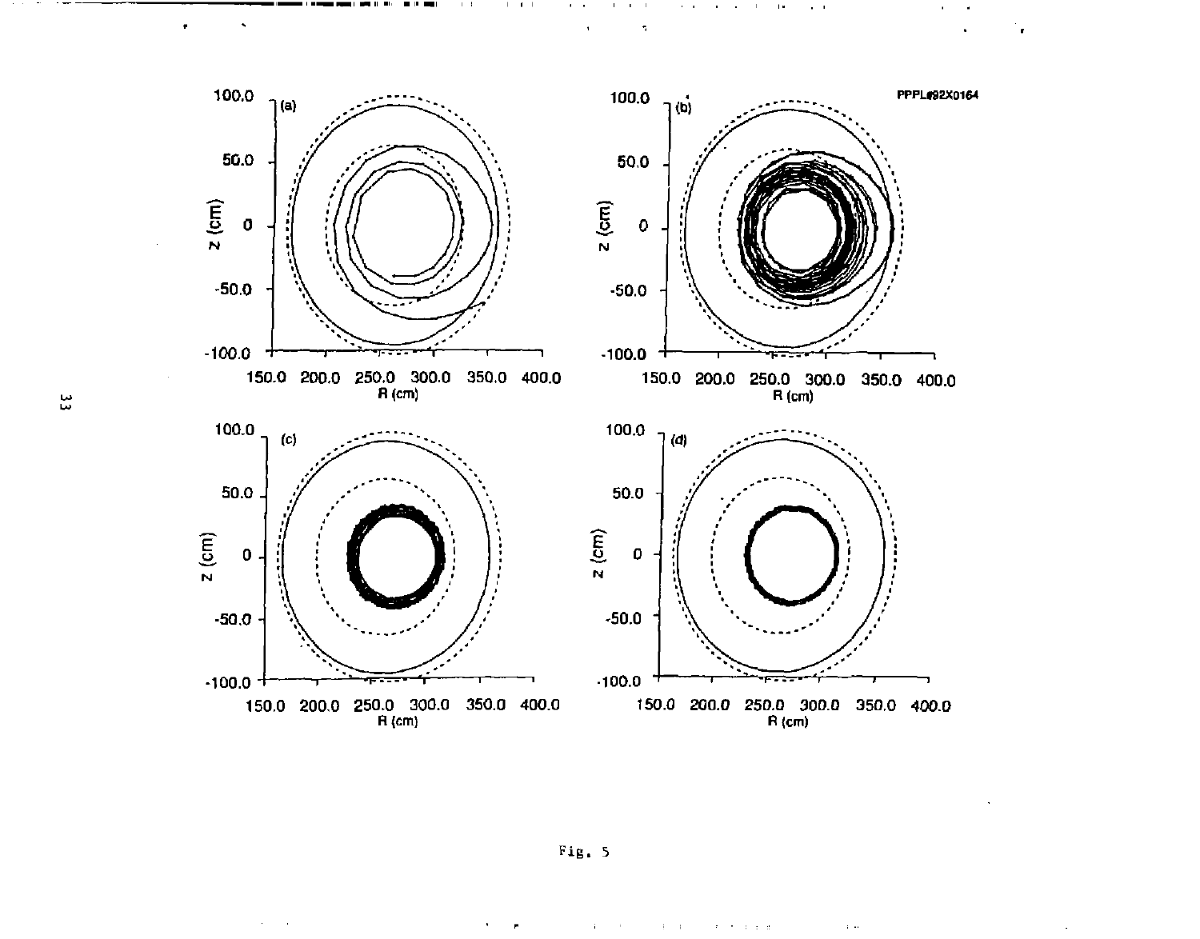Fig. 5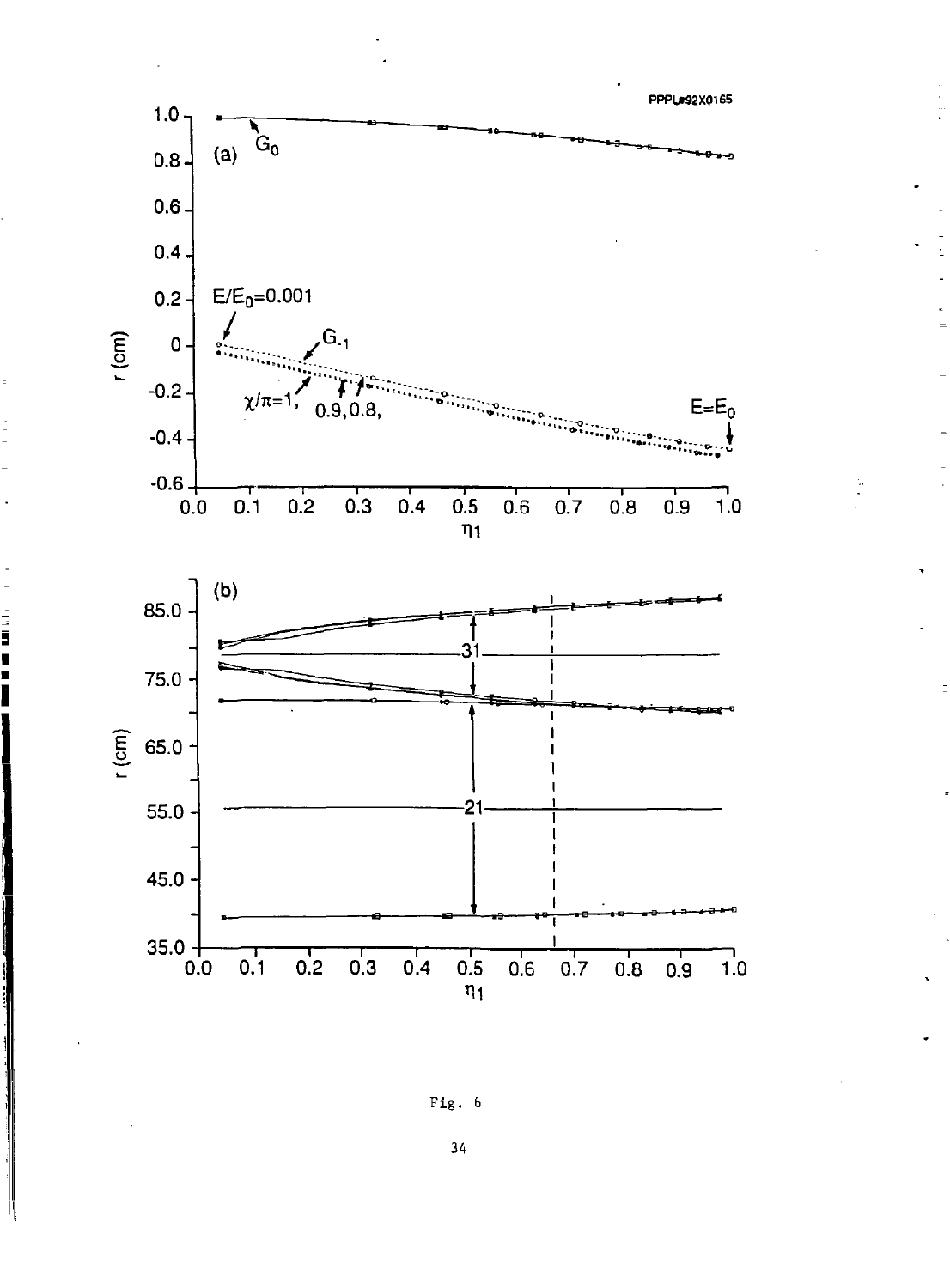Fig. 6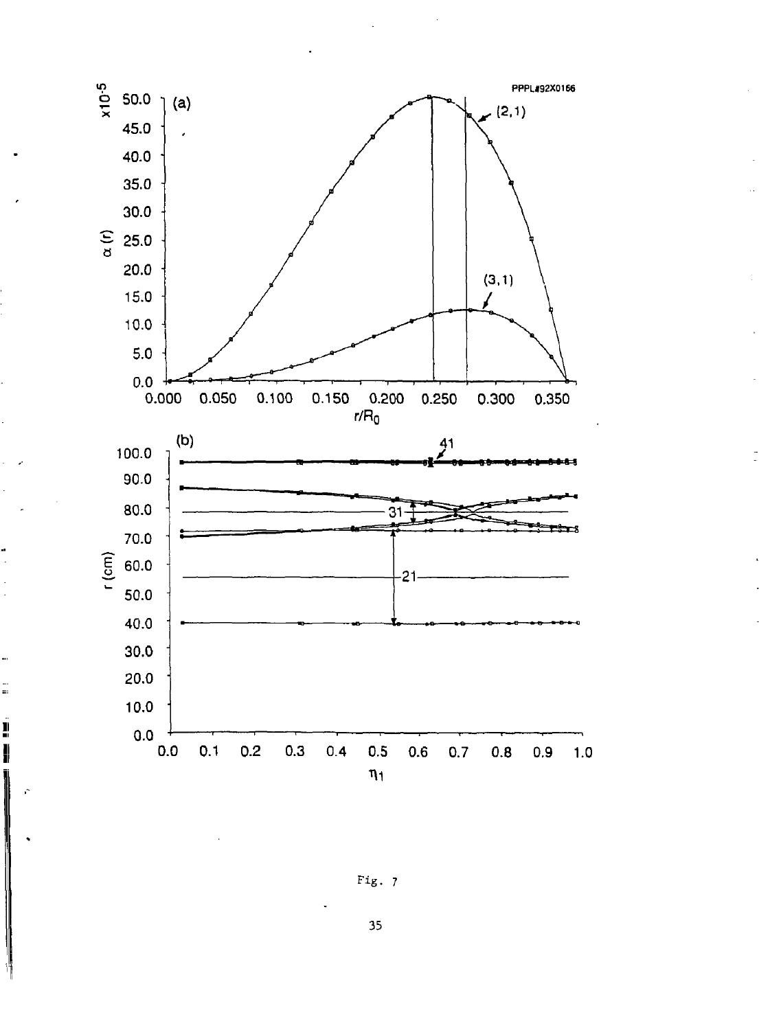Fig. 7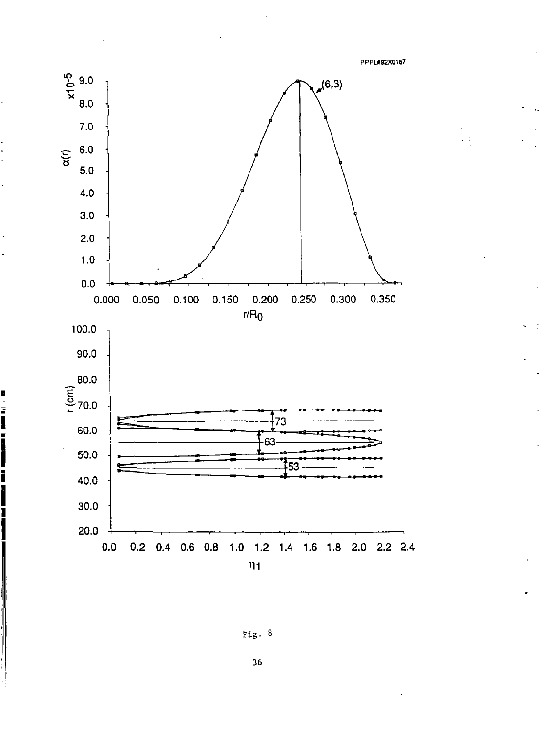PPPL#92X0167

Fig. 8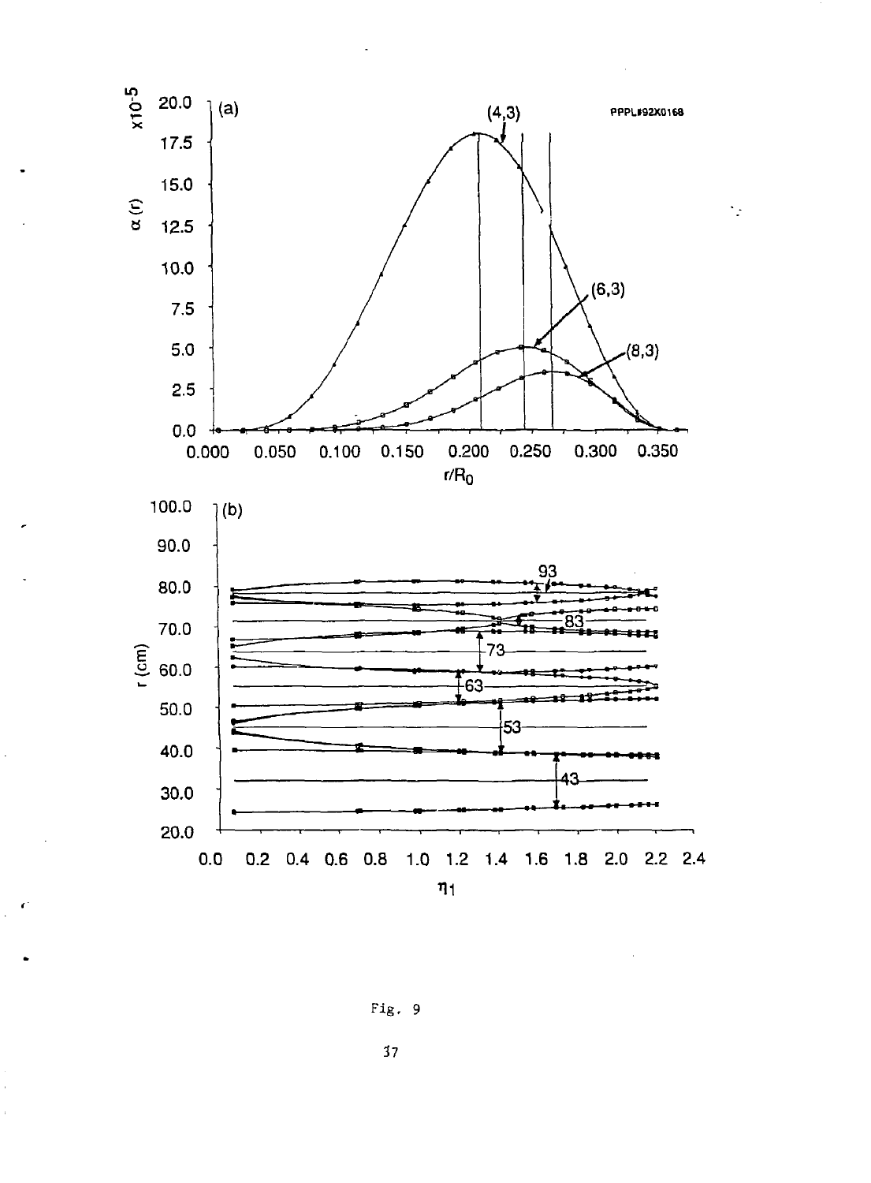Fig. 9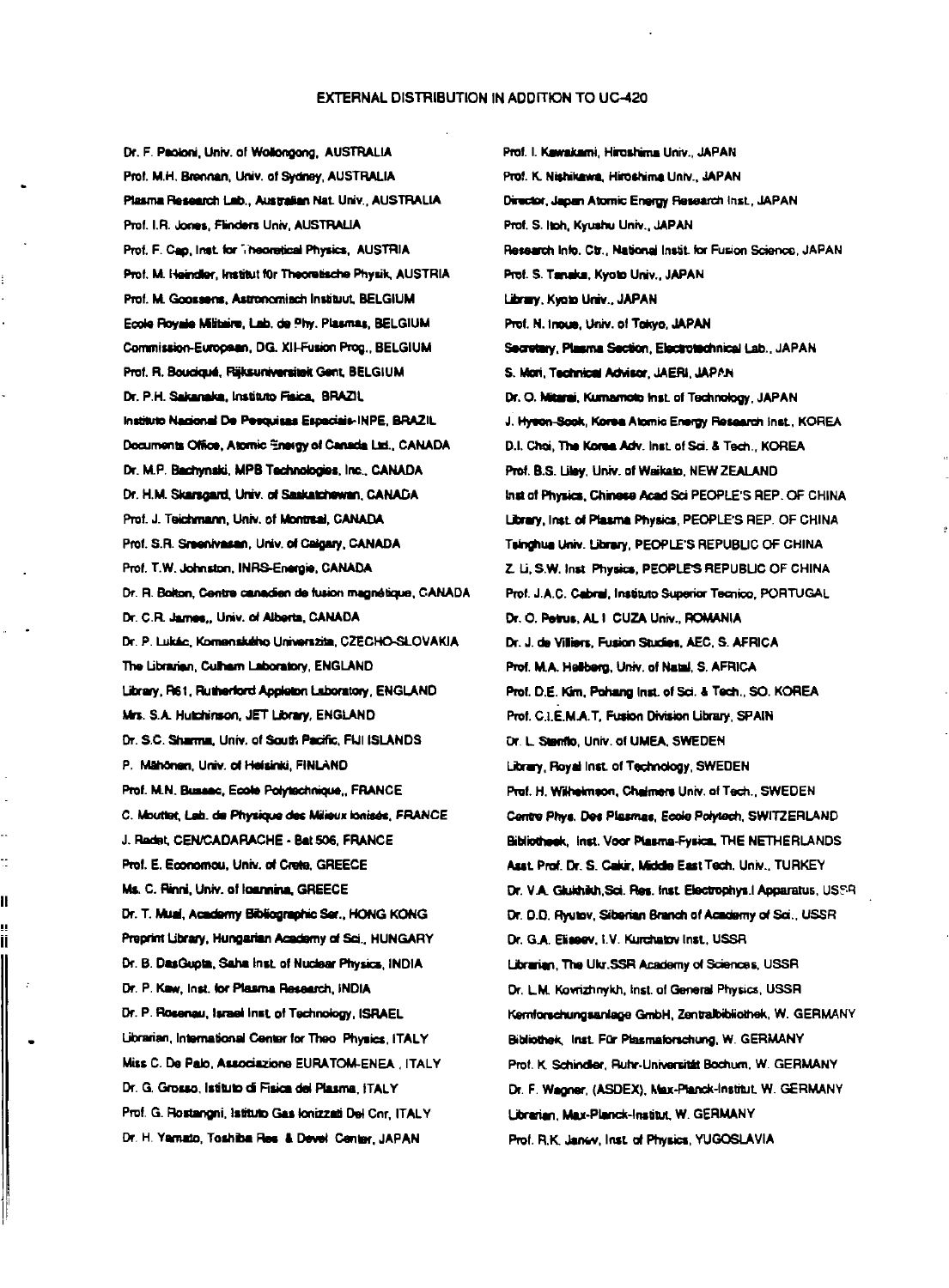EXTERNAL DISTRIBUTION IN ADDITION TO UC-420

Dr. F. Paoloni, Univ. of Wollongong, AUSTRALIA
Prof. M.H. Brennan, Univ. of Sydney, AUSTRALIA
Plasma Research Lab., Australian Nat. Univ., AUSTRALIA
Prof. I.R. Jones, Flinders Univ, AUSTRALIA
Prof. F. Cap, Inst. for Theoretical Physics, AUSTRIA
Prof. M. Heindler, Institut für Theoretische Physik, AUSTRIA
Prof. M. Goossens, Astronomisch Instituut, BELGIUM
Ecole Royale Militaire, Lab. de Phy. Plasmas, BELGIUM
Commission-European, DG. XII-Fusion Prog., BELGIUM
Prof. R. Bouciqué, Rijksuniversiteit Gent, BELGIUM
Dr. P.H. Sakanaka, Instituto Fisica, BRAZIL
Instituto Nacional De Pesquisas Espaciais-INPE, BRAZIL
Documents Office, Atomic Energy of Canada Ltd., CANADA
Dr. M.P. Bachynski, MPB Technologies, Inc., CANADA
Dr. H.M. Skarsgard, Univ. of Saskatchewan, CANADA
Prof. J. Teichmann, Univ. of Montreal, CANADA
Prof. S.R. Sreenivasan, Univ. of Calgary, CANADA
Prof. T.W. Johnston, INRS-Energie, CANADA
Dr. R. Bolton, Centre canadien de fusion magnétique, CANADA
Dr. C.R. James,, Univ. of Alberta, CANADA
Dr. P. Lukác, Komenského Universzita, CZECHO-SLOVAKIA
The Librarian, Culham Laboratory, ENGLAND
Library, R61, Rutherford Appleton Laboratory, ENGLAND
Mrs. S.A. Hutchinson, JET Library, ENGLAND
Dr. S.C. Sharma, Univ. of South Pacific, FIJI ISLANDS
P. Mähönen, Univ. of Helsinki, FINLAND
Prof. M.N. Bussac, Ecole Polytechnique,, FRANCE
C. Mouttet, Lab. de Physique des Milieux Ionisés, FRANCE
J. Radet, CEN/CADARACHE - Bat 506, FRANCE
Prof. E. Economou, Univ. of Crete, GREECE
Ms. C. Rinni, Univ. of Ioannina, GREECE
Dr. T. Mual, Academy Bibliographic Ser., HONG KONG
Preprint Library, Hungarian Academy of Sci., HUNGARY
Dr. B. DasGupta, Saha Inst. of Nuclear Physics, INDIA
Dr. P. Kaw, Inst. for Plasma Research, INDIA
Dr. P. Rosenau, Israel Inst. of Technology, ISRAEL
Librarian, International Center for Theo Physics, ITALY
Miss C. De Palo, Associazione EURATOM-ENEA , ITALY
Dr. G. Grosso, Istituto di Fisica del Plasma, ITALY
Prof. G. Rostangni, Istituto Gas Ionizzati Del Cnr, ITALY
Dr. H. Yamato, Toshiba Res & Devel Center, JAPAN
Prof. I. Kawakami, Hiroshima Univ., JAPAN
Prof. K. Nishikawa, Hiroshima Univ., JAPAN
Director, Japan Atomic Energy Research Inst., JAPAN
Prof. S. Itoh, Kyushu Univ., JAPAN
Research Info. Ctr., National Instit. for Fusion Science, JAPAN
Prof. S. Tanaka, Kyoto Univ., JAPAN
Library, Kyoto Univ., JAPAN
Prof. N. Inoue, Univ. of Tokyo, JAPAN
Secretary, Plasma Section, Electrotechnical Lab., JAPAN
S. Mori, Technical Advisor, JAERI, JAPAN
Dr. O. Mitarai, Kumamoto Inst. of Technology, JAPAN
J. Hyeon-Sook, Korea Atomic Energy Research Inst., KOREA
D.I. Choi, The Korea Adv. Inst. of Sci. & Tech., KOREA
Prof. B.S. Liley, Univ. of Waikato, NEW ZEALAND
Inst of Physics, Chinese Acad Sci PEOPLE'S REP. OF CHINA
Library, Inst. of Plasma Physics, PEOPLE'S REP. OF CHINA
Tsinghua Univ. Library, PEOPLE'S REPUBLIC OF CHINA
Z. Li, S.W. Inst. Physics, PEOPLE'S REPUBLIC OF CHINA
Prof. J.A.C. Cabral, Instituto Superior Tecnico, PORTUGAL
Dr. O. Petrus, AL I CUZA Univ., ROMANIA
Dr. J. de Villiers, Fusion Studies, AEC, S. AFRICA
Prof. M.A. Hellberg, Univ. of Natal, S. AFRICA
Prof. D.E. Kim, Pohang Inst. of Sci. & Tech., SO. KOREA
Prof. C.I.E.M.A.T, Fusion Division Library, SPAIN
Dr. L. Stenflo, Univ. of UMEA, SWEDEN
Library, Royal Inst. of Technology, SWEDEN
Prof. H. Wilhelmson, Chalmers Univ. of Tech., SWEDEN
Centre Phys. Des Plasmas, Ecole Polytech, SWITZERLAND
Bibliotheek, Inst. Voor Plasma-Fysica, THE NETHERLANDS
Asst. Prof. Dr. S. Cakir, Middle East Tech. Univ., TURKEY
Dr. V.A. Glukhikh, Sci. Res. Inst. Electrophys.I Apparatus, USSR
Dr. D.D. Ryutov, Siberian Branch of Academy of Sci., USSR
Dr. G.A. Eliseev, I.V. Kurchatov Inst., USSR
Librarian, The Ukr.SSR Academy of Sciences, USSR
Dr. L.M. Kovrizhnykh, Inst. of General Physics, USSR
Kernforschungsanlage GmbH, Zentralbibliothek, W. GERMANY
Bibliothek, Inst. Für Plasmaforschung, W. GERMANY
Prof. K. Schindler, Ruhr-Universität Bochum, W. GERMANY
Dr. F. Wagner, (ASDEX), Max-Planck-Institut, W. GERMANY
Librarian, Max-Planck-Institut, W. GERMANY
Prof. R.K. Janev, Inst. of Physics, YUGOSLAVIA